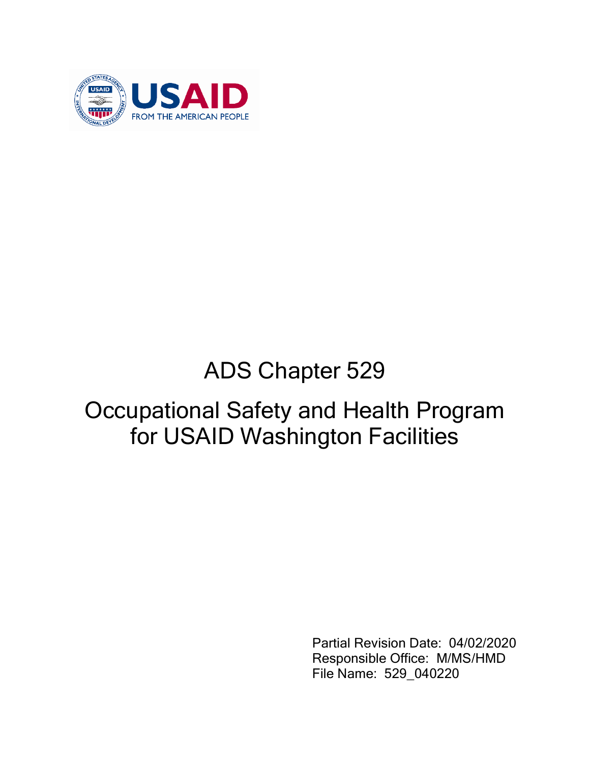# ADS Chapter 529

# Occupational Safety and Health Program for USAID Washington Facilities

Partial Revision Date: 04/02/2020
Responsible Office: M/MS/HMD
File Name: 529_040220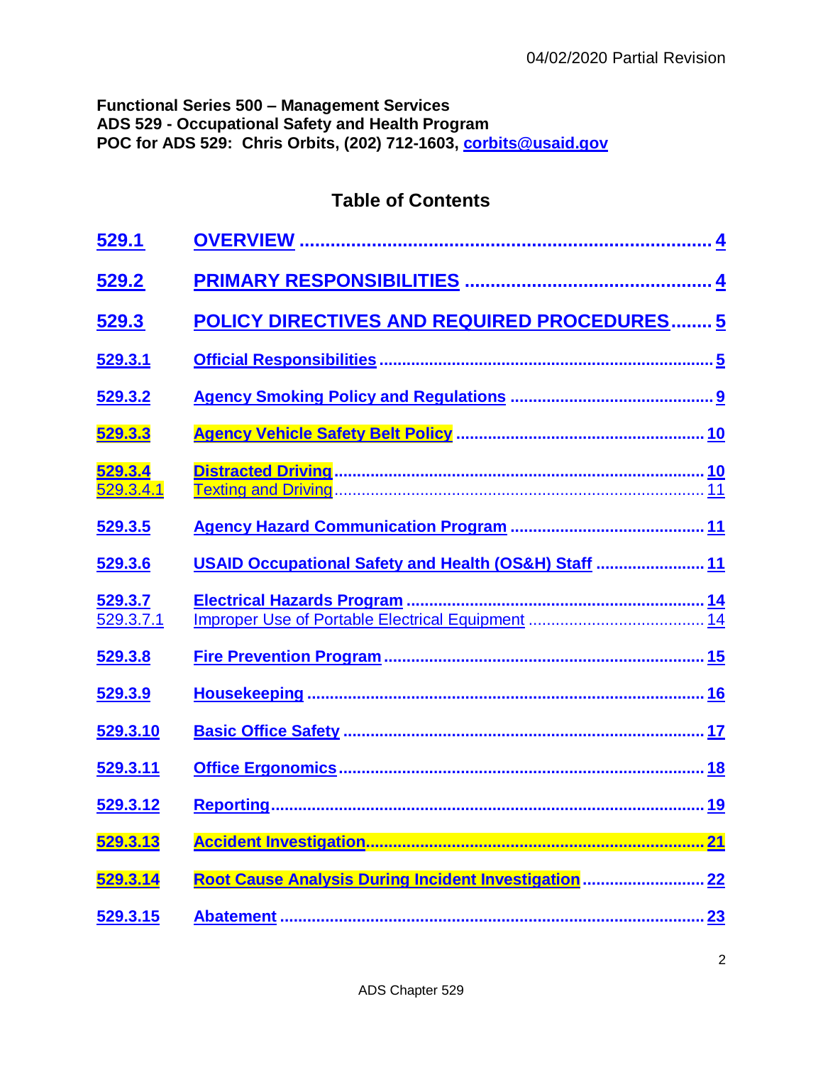04/02/2020 Partial Revision

**Functional Series 500 – Management Services**
**ADS 529 - Occupational Safety and Health Program**
**POC for ADS 529: Chris Orbits, (202) 712-1603, corbits@usaid.gov**

## Table of Contents

| | | |
|---|---|---|
| **529.1** | **OVERVIEW** | **4** |
| **529.2** | **PRIMARY RESPONSIBILITIES** | **4** |
| **529.3** | **POLICY DIRECTIVES AND REQUIRED PROCEDURES** | **5** |
| **529.3.1** | **Official Responsibilities** | **5** |
| **529.3.2** | **Agency Smoking Policy and Regulations** | **9** |
| **529.3.3** | **Agency Vehicle Safety Belt Policy** | **10** |
| **529.3.4** | **Distracted Driving** | **10** |
| 529.3.4.1 | Texting and Driving | 11 |
| **529.3.5** | **Agency Hazard Communication Program** | **11** |
| **529.3.6** | **USAID Occupational Safety and Health (OS&H) Staff** | **11** |
| **529.3.7** | **Electrical Hazards Program** | **14** |
| 529.3.7.1 | Improper Use of Portable Electrical Equipment | 14 |
| **529.3.8** | **Fire Prevention Program** | **15** |
| **529.3.9** | **Housekeeping** | **16** |
| **529.3.10** | **Basic Office Safety** | **17** |
| **529.3.11** | **Office Ergonomics** | **18** |
| **529.3.12** | **Reporting** | **19** |
| **529.3.13** | **Accident Investigation** | **21** |
| **529.3.14** | **Root Cause Analysis During Incident Investigation** | **22** |
| **529.3.15** | **Abatement** | **23** |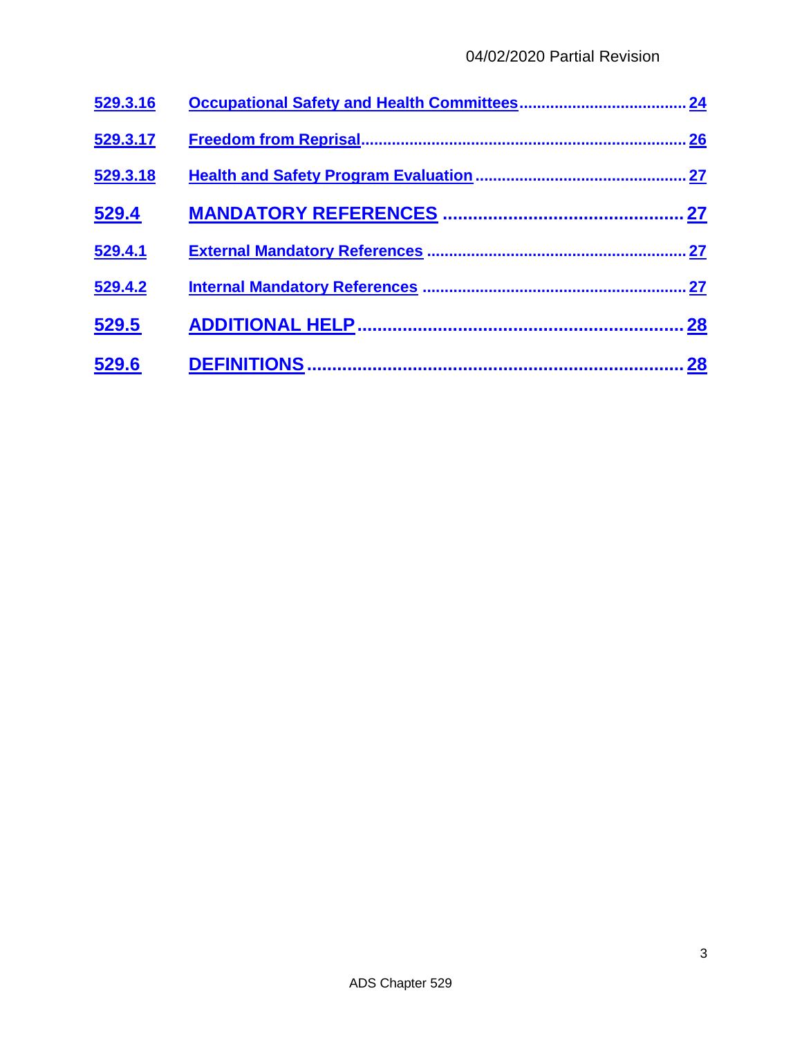529.3.16 Occupational Safety and Health Committees ..................................... 24

529.3.17 Freedom from Reprisal ......................................................................... 26

529.3.18 Health and Safety Program Evaluation ............................................... 27

**529.4 MANDATORY REFERENCES ............................................... 27**

529.4.1 External Mandatory References .......................................................... 27

529.4.2 Internal Mandatory References ........................................................... 27

**529.5 ADDITIONAL HELP ................................................................. 28**

**529.6 DEFINITIONS ........................................................................... 28**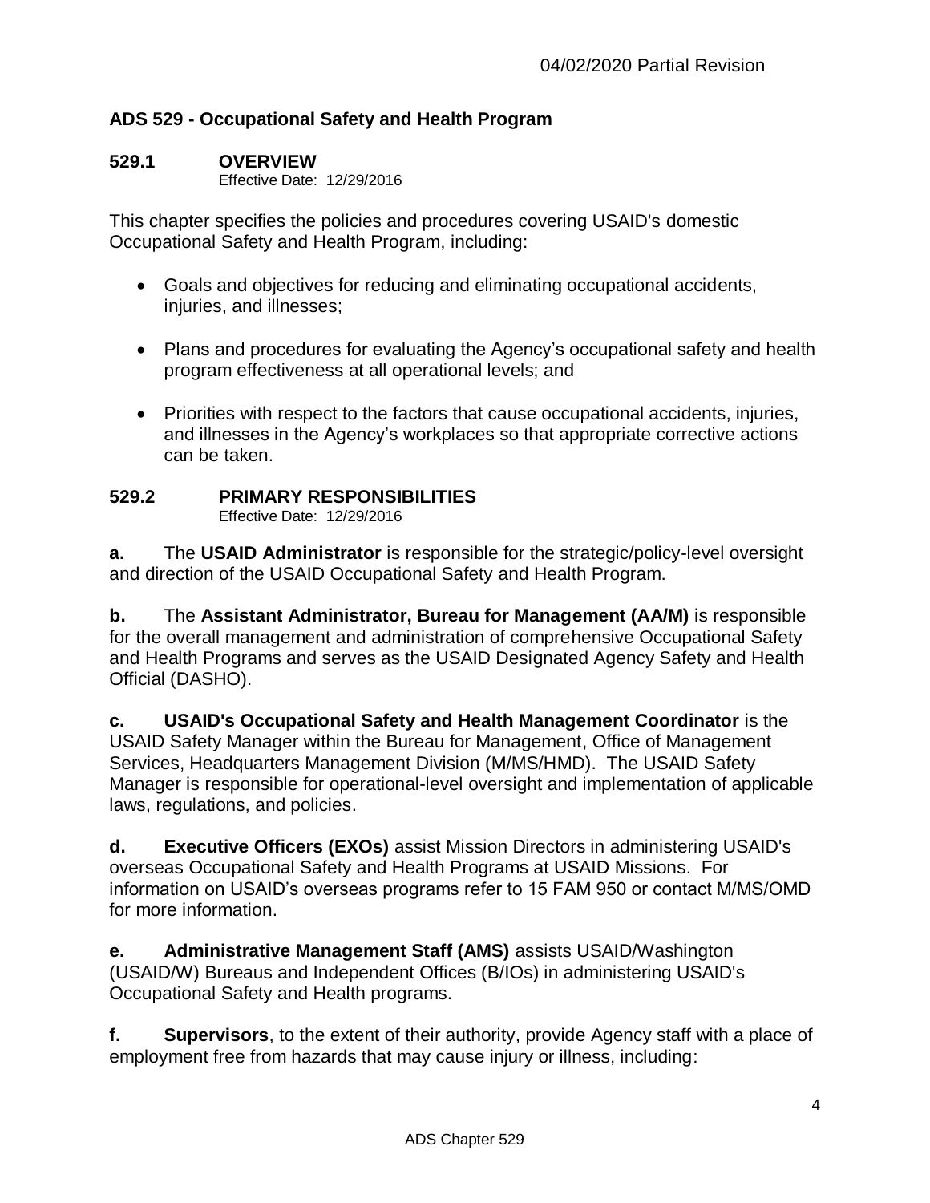## ADS 529 - Occupational Safety and Health Program

### 529.1 OVERVIEW

Effective Date: 12/29/2016

This chapter specifies the policies and procedures covering USAID's domestic Occupational Safety and Health Program, including:

- Goals and objectives for reducing and eliminating occupational accidents, injuries, and illnesses;
- Plans and procedures for evaluating the Agency's occupational safety and health program effectiveness at all operational levels; and
- Priorities with respect to the factors that cause occupational accidents, injuries, and illnesses in the Agency's workplaces so that appropriate corrective actions can be taken.

### 529.2 PRIMARY RESPONSIBILITIES

Effective Date: 12/29/2016

**a.** The **USAID Administrator** is responsible for the strategic/policy-level oversight and direction of the USAID Occupational Safety and Health Program.

**b.** The **Assistant Administrator, Bureau for Management (AA/M)** is responsible for the overall management and administration of comprehensive Occupational Safety and Health Programs and serves as the USAID Designated Agency Safety and Health Official (DASHO).

**c. USAID's Occupational Safety and Health Management Coordinator** is the USAID Safety Manager within the Bureau for Management, Office of Management Services, Headquarters Management Division (M/MS/HMD). The USAID Safety Manager is responsible for operational-level oversight and implementation of applicable laws, regulations, and policies.

**d. Executive Officers (EXOs)** assist Mission Directors in administering USAID's overseas Occupational Safety and Health Programs at USAID Missions. For information on USAID's overseas programs refer to 15 FAM 950 or contact M/MS/OMD for more information.

**e. Administrative Management Staff (AMS)** assists USAID/Washington (USAID/W) Bureaus and Independent Offices (B/IOs) in administering USAID's Occupational Safety and Health programs.

**f. Supervisors**, to the extent of their authority, provide Agency staff with a place of employment free from hazards that may cause injury or illness, including: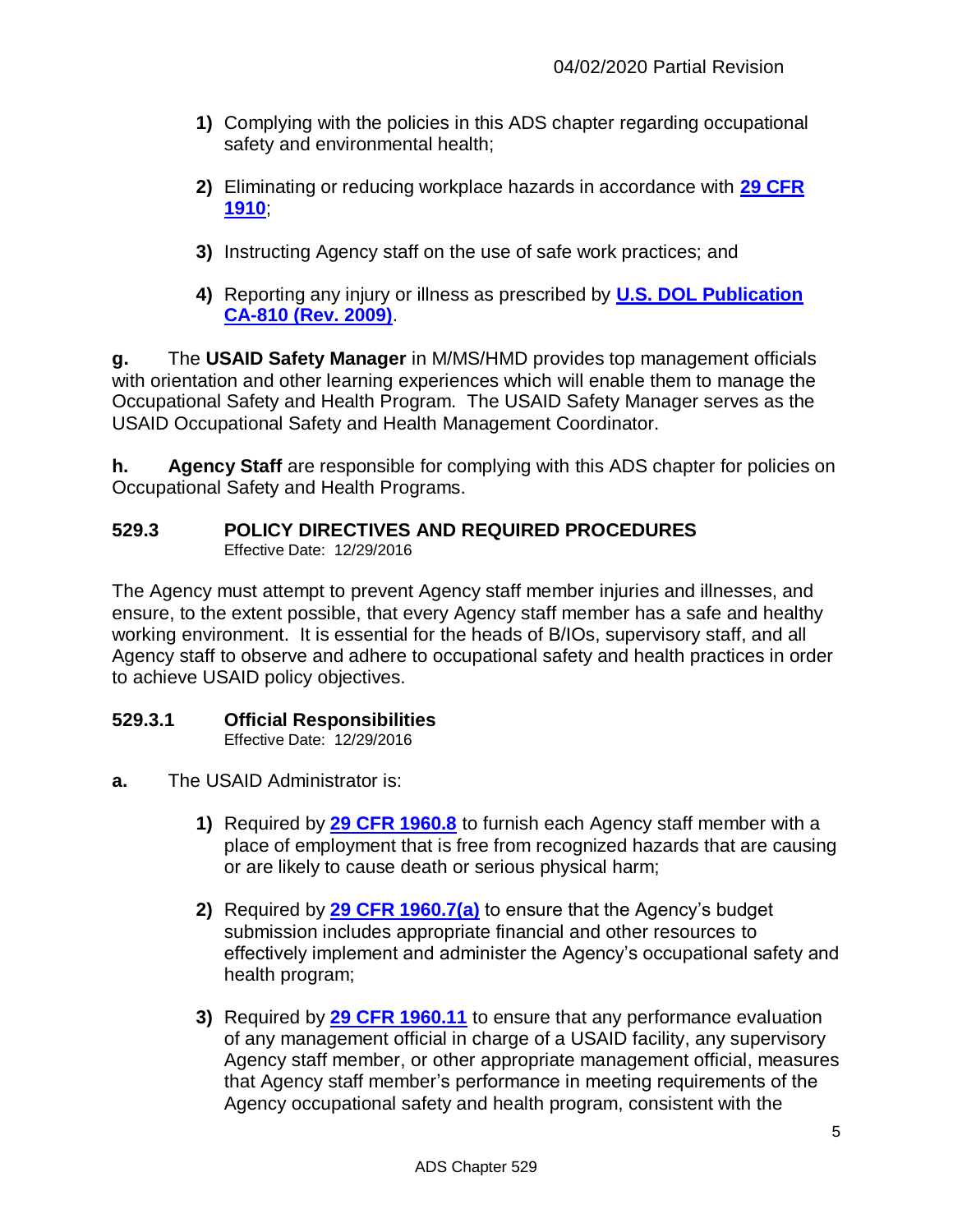1) Complying with the policies in this ADS chapter regarding occupational safety and environmental health;

2) Eliminating or reducing workplace hazards in accordance with **29 CFR 1910**;

3) Instructing Agency staff on the use of safe work practices; and

4) Reporting any injury or illness as prescribed by **U.S. DOL Publication CA-810 (Rev. 2009)**.

**g.** The **USAID Safety Manager** in M/MS/HMD provides top management officials with orientation and other learning experiences which will enable them to manage the Occupational Safety and Health Program. The USAID Safety Manager serves as the USAID Occupational Safety and Health Management Coordinator.

**h.** **Agency Staff** are responsible for complying with this ADS chapter for policies on Occupational Safety and Health Programs.

## 529.3 POLICY DIRECTIVES AND REQUIRED PROCEDURES

Effective Date: 12/29/2016

The Agency must attempt to prevent Agency staff member injuries and illnesses, and ensure, to the extent possible, that every Agency staff member has a safe and healthy working environment. It is essential for the heads of B/IOs, supervisory staff, and all Agency staff to observe and adhere to occupational safety and health practices in order to achieve USAID policy objectives.

### 529.3.1 Official Responsibilities

Effective Date: 12/29/2016

**a.** The USAID Administrator is:

1) Required by **29 CFR 1960.8** to furnish each Agency staff member with a place of employment that is free from recognized hazards that are causing or are likely to cause death or serious physical harm;

2) Required by **29 CFR 1960.7(a)** to ensure that the Agency's budget submission includes appropriate financial and other resources to effectively implement and administer the Agency's occupational safety and health program;

3) Required by **29 CFR 1960.11** to ensure that any performance evaluation of any management official in charge of a USAID facility, any supervisory Agency staff member, or other appropriate management official, measures that Agency staff member's performance in meeting requirements of the Agency occupational safety and health program, consistent with the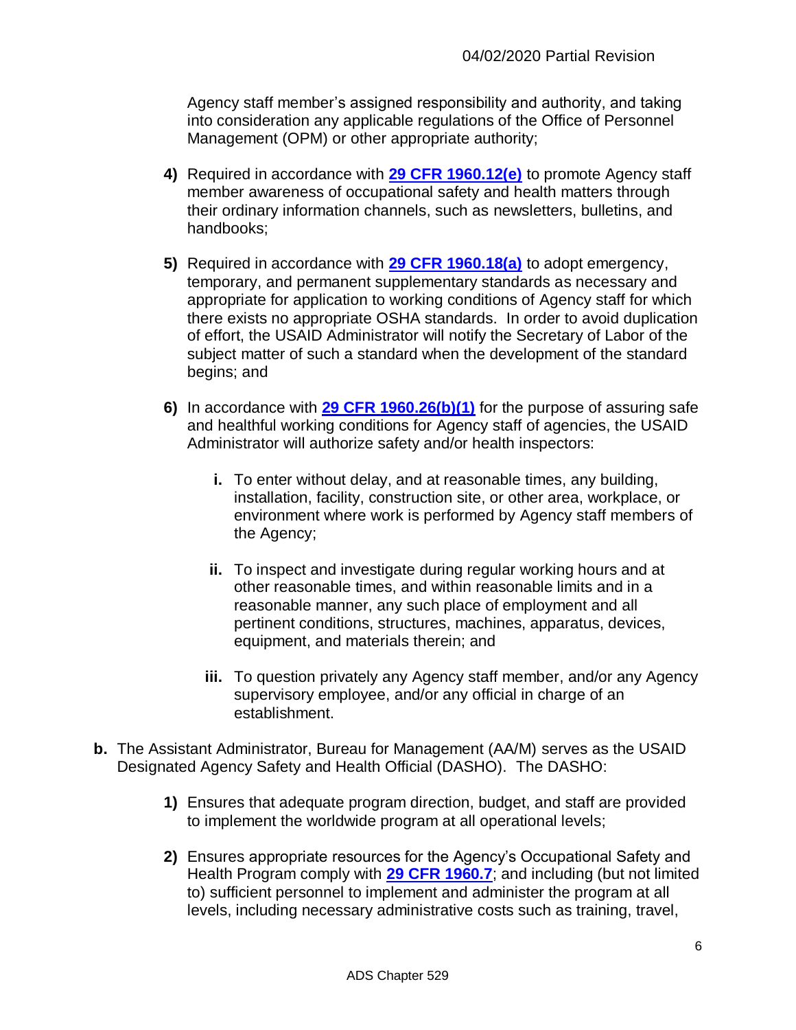Agency staff member's assigned responsibility and authority, and taking into consideration any applicable regulations of the Office of Personnel Management (OPM) or other appropriate authority;

**4)** Required in accordance with **[29 CFR 1960.12(e)]** to promote Agency staff member awareness of occupational safety and health matters through their ordinary information channels, such as newsletters, bulletins, and handbooks;

**5)** Required in accordance with **[29 CFR 1960.18(a)]** to adopt emergency, temporary, and permanent supplementary standards as necessary and appropriate for application to working conditions of Agency staff for which there exists no appropriate OSHA standards. In order to avoid duplication of effort, the USAID Administrator will notify the Secretary of Labor of the subject matter of such a standard when the development of the standard begins; and

**6)** In accordance with **[29 CFR 1960.26(b)(1)]** for the purpose of assuring safe and healthful working conditions for Agency staff of agencies, the USAID Administrator will authorize safety and/or health inspectors:

**i.** To enter without delay, and at reasonable times, any building, installation, facility, construction site, or other area, workplace, or environment where work is performed by Agency staff members of the Agency;

**ii.** To inspect and investigate during regular working hours and at other reasonable times, and within reasonable limits and in a reasonable manner, any such place of employment and all pertinent conditions, structures, machines, apparatus, devices, equipment, and materials therein; and

**iii.** To question privately any Agency staff member, and/or any Agency supervisory employee, and/or any official in charge of an establishment.

**b.** The Assistant Administrator, Bureau for Management (AA/M) serves as the USAID Designated Agency Safety and Health Official (DASHO). The DASHO:

**1)** Ensures that adequate program direction, budget, and staff are provided to implement the worldwide program at all operational levels;

**2)** Ensures appropriate resources for the Agency's Occupational Safety and Health Program comply with **[29 CFR 1960.7]**; and including (but not limited to) sufficient personnel to implement and administer the program at all levels, including necessary administrative costs such as training, travel,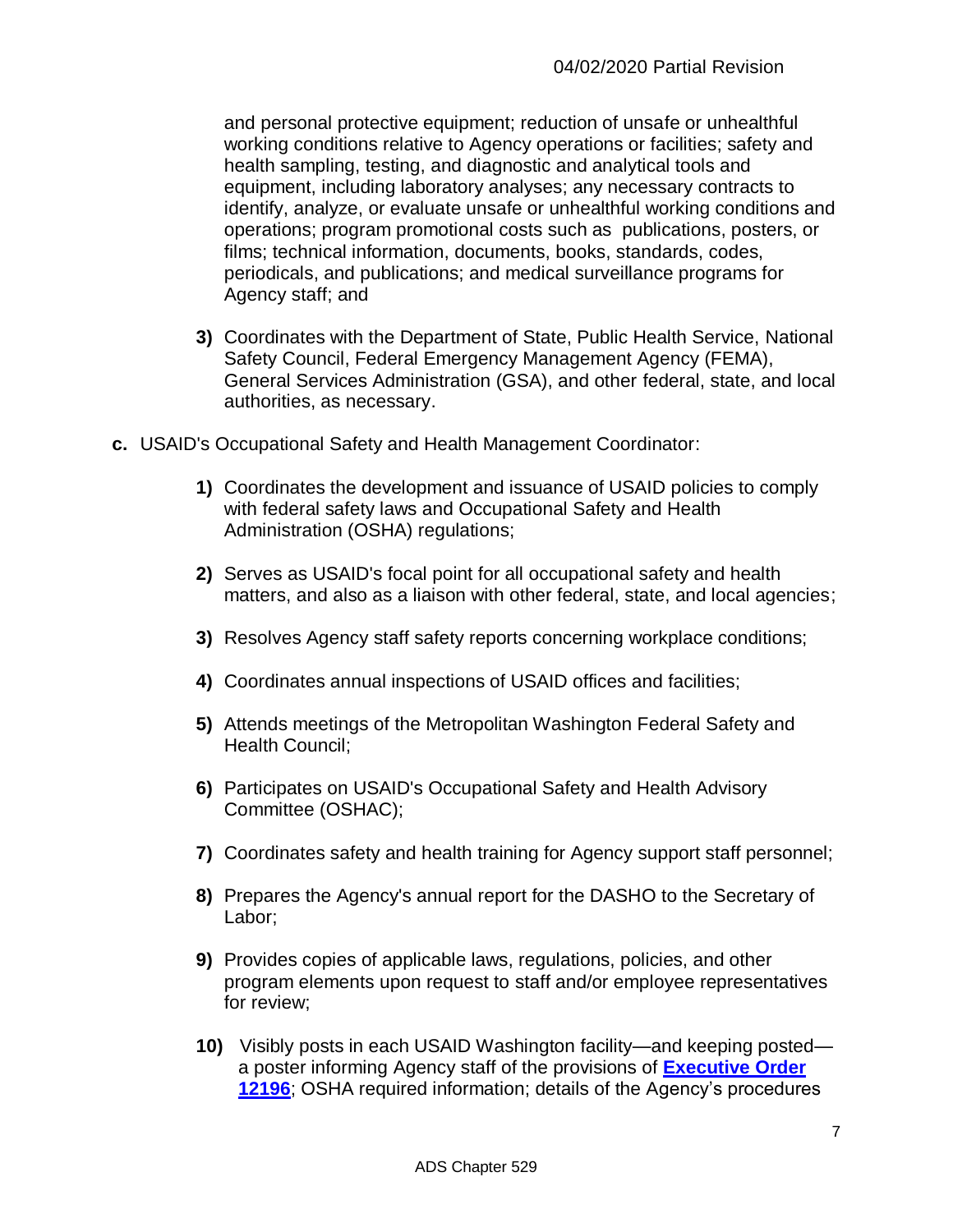and personal protective equipment; reduction of unsafe or unhealthful working conditions relative to Agency operations or facilities; safety and health sampling, testing, and diagnostic and analytical tools and equipment, including laboratory analyses; any necessary contracts to identify, analyze, or evaluate unsafe or unhealthful working conditions and operations; program promotional costs such as publications, posters, or films; technical information, documents, books, standards, codes, periodicals, and publications; and medical surveillance programs for Agency staff; and

**3)** Coordinates with the Department of State, Public Health Service, National Safety Council, Federal Emergency Management Agency (FEMA), General Services Administration (GSA), and other federal, state, and local authorities, as necessary.

**c.** USAID's Occupational Safety and Health Management Coordinator:

**1)** Coordinates the development and issuance of USAID policies to comply with federal safety laws and Occupational Safety and Health Administration (OSHA) regulations;

**2)** Serves as USAID's focal point for all occupational safety and health matters, and also as a liaison with other federal, state, and local agencies;

**3)** Resolves Agency staff safety reports concerning workplace conditions;

**4)** Coordinates annual inspections of USAID offices and facilities;

**5)** Attends meetings of the Metropolitan Washington Federal Safety and Health Council;

**6)** Participates on USAID's Occupational Safety and Health Advisory Committee (OSHAC);

**7)** Coordinates safety and health training for Agency support staff personnel;

**8)** Prepares the Agency's annual report for the DASHO to the Secretary of Labor;

**9)** Provides copies of applicable laws, regulations, policies, and other program elements upon request to staff and/or employee representatives for review;

**10)** Visibly posts in each USAID Washington facility—and keeping posted—a poster informing Agency staff of the provisions of **Executive Order 12196**; OSHA required information; details of the Agency's procedures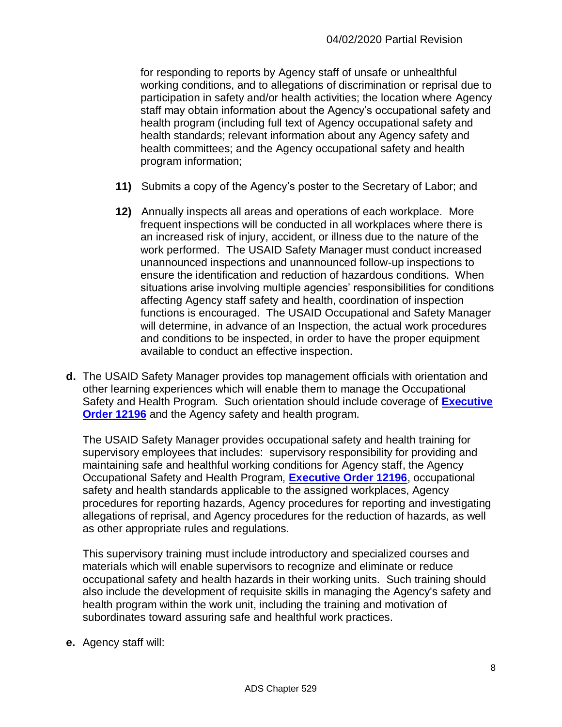for responding to reports by Agency staff of unsafe or unhealthful working conditions, and to allegations of discrimination or reprisal due to participation in safety and/or health activities; the location where Agency staff may obtain information about the Agency's occupational safety and health program (including full text of Agency occupational safety and health standards; relevant information about any Agency safety and health committees; and the Agency occupational safety and health program information;

**11)** Submits a copy of the Agency's poster to the Secretary of Labor; and

**12)** Annually inspects all areas and operations of each workplace. More frequent inspections will be conducted in all workplaces where there is an increased risk of injury, accident, or illness due to the nature of the work performed. The USAID Safety Manager must conduct increased unannounced inspections and unannounced follow-up inspections to ensure the identification and reduction of hazardous conditions. When situations arise involving multiple agencies' responsibilities for conditions affecting Agency staff safety and health, coordination of inspection functions is encouraged. The USAID Occupational and Safety Manager will determine, in advance of an Inspection, the actual work procedures and conditions to be inspected, in order to have the proper equipment available to conduct an effective inspection.

**d.** The USAID Safety Manager provides top management officials with orientation and other learning experiences which will enable them to manage the Occupational Safety and Health Program. Such orientation should include coverage of **Executive Order 12196** and the Agency safety and health program.

The USAID Safety Manager provides occupational safety and health training for supervisory employees that includes: supervisory responsibility for providing and maintaining safe and healthful working conditions for Agency staff, the Agency Occupational Safety and Health Program, **Executive Order 12196**, occupational safety and health standards applicable to the assigned workplaces, Agency procedures for reporting hazards, Agency procedures for reporting and investigating allegations of reprisal, and Agency procedures for the reduction of hazards, as well as other appropriate rules and regulations.

This supervisory training must include introductory and specialized courses and materials which will enable supervisors to recognize and eliminate or reduce occupational safety and health hazards in their working units. Such training should also include the development of requisite skills in managing the Agency's safety and health program within the work unit, including the training and motivation of subordinates toward assuring safe and healthful work practices.

**e.** Agency staff will: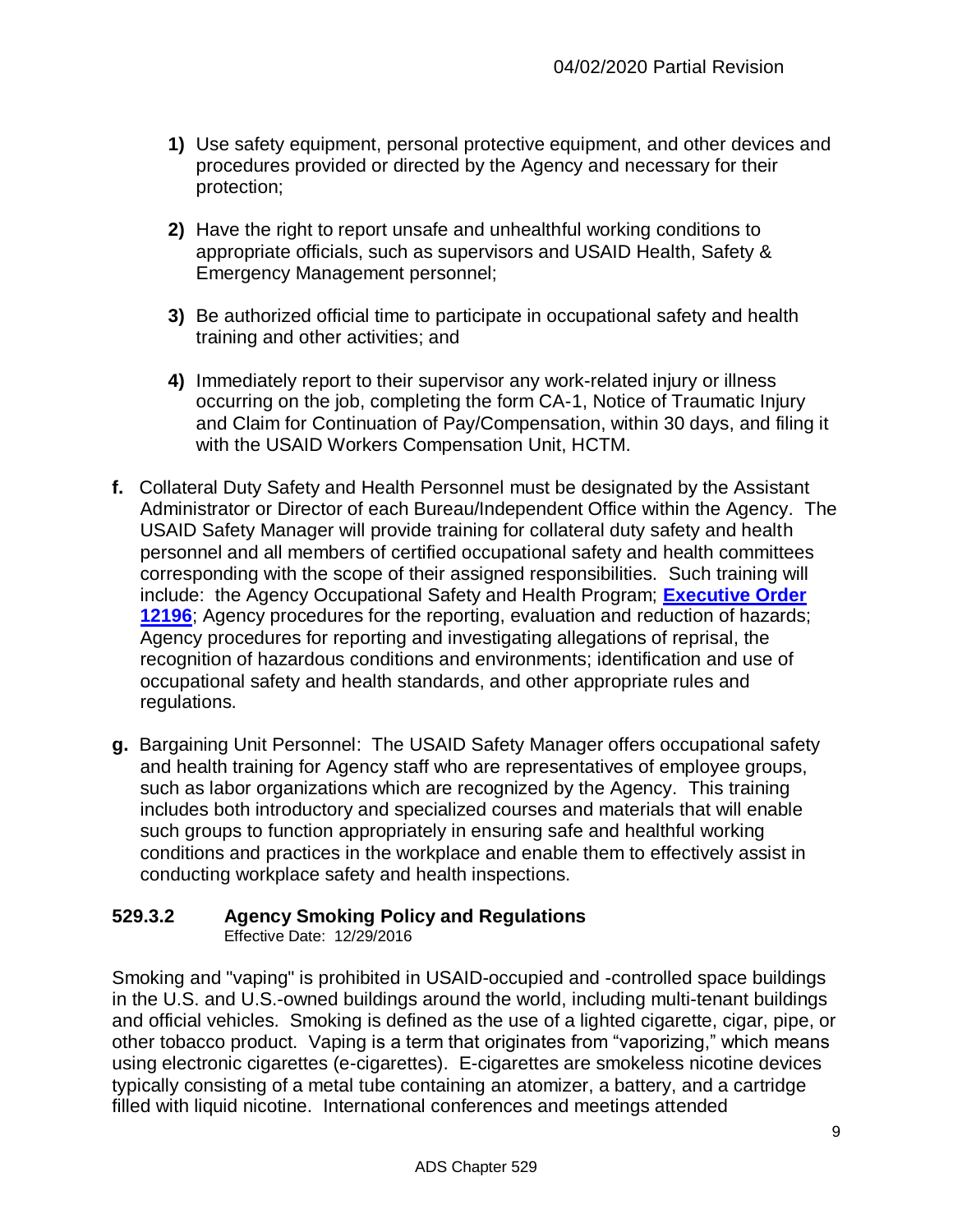1) Use safety equipment, personal protective equipment, and other devices and procedures provided or directed by the Agency and necessary for their protection;

2) Have the right to report unsafe and unhealthful working conditions to appropriate officials, such as supervisors and USAID Health, Safety & Emergency Management personnel;

3) Be authorized official time to participate in occupational safety and health training and other activities; and

4) Immediately report to their supervisor any work-related injury or illness occurring on the job, completing the form CA-1, Notice of Traumatic Injury and Claim for Continuation of Pay/Compensation, within 30 days, and filing it with the USAID Workers Compensation Unit, HCTM.

**f.** Collateral Duty Safety and Health Personnel must be designated by the Assistant Administrator or Director of each Bureau/Independent Office within the Agency. The USAID Safety Manager will provide training for collateral duty safety and health personnel and all members of certified occupational safety and health committees corresponding with the scope of their assigned responsibilities. Such training will include: the Agency Occupational Safety and Health Program; **Executive Order 12196**; Agency procedures for the reporting, evaluation and reduction of hazards; Agency procedures for reporting and investigating allegations of reprisal, the recognition of hazardous conditions and environments; identification and use of occupational safety and health standards, and other appropriate rules and regulations.

**g.** Bargaining Unit Personnel: The USAID Safety Manager offers occupational safety and health training for Agency staff who are representatives of employee groups, such as labor organizations which are recognized by the Agency. This training includes both introductory and specialized courses and materials that will enable such groups to function appropriately in ensuring safe and healthful working conditions and practices in the workplace and enable them to effectively assist in conducting workplace safety and health inspections.

### 529.3.2 Agency Smoking Policy and Regulations

Effective Date: 12/29/2016

Smoking and "vaping" is prohibited in USAID-occupied and -controlled space buildings in the U.S. and U.S.-owned buildings around the world, including multi-tenant buildings and official vehicles. Smoking is defined as the use of a lighted cigarette, cigar, pipe, or other tobacco product. Vaping is a term that originates from "vaporizing," which means using electronic cigarettes (e-cigarettes). E-cigarettes are smokeless nicotine devices typically consisting of a metal tube containing an atomizer, a battery, and a cartridge filled with liquid nicotine. International conferences and meetings attended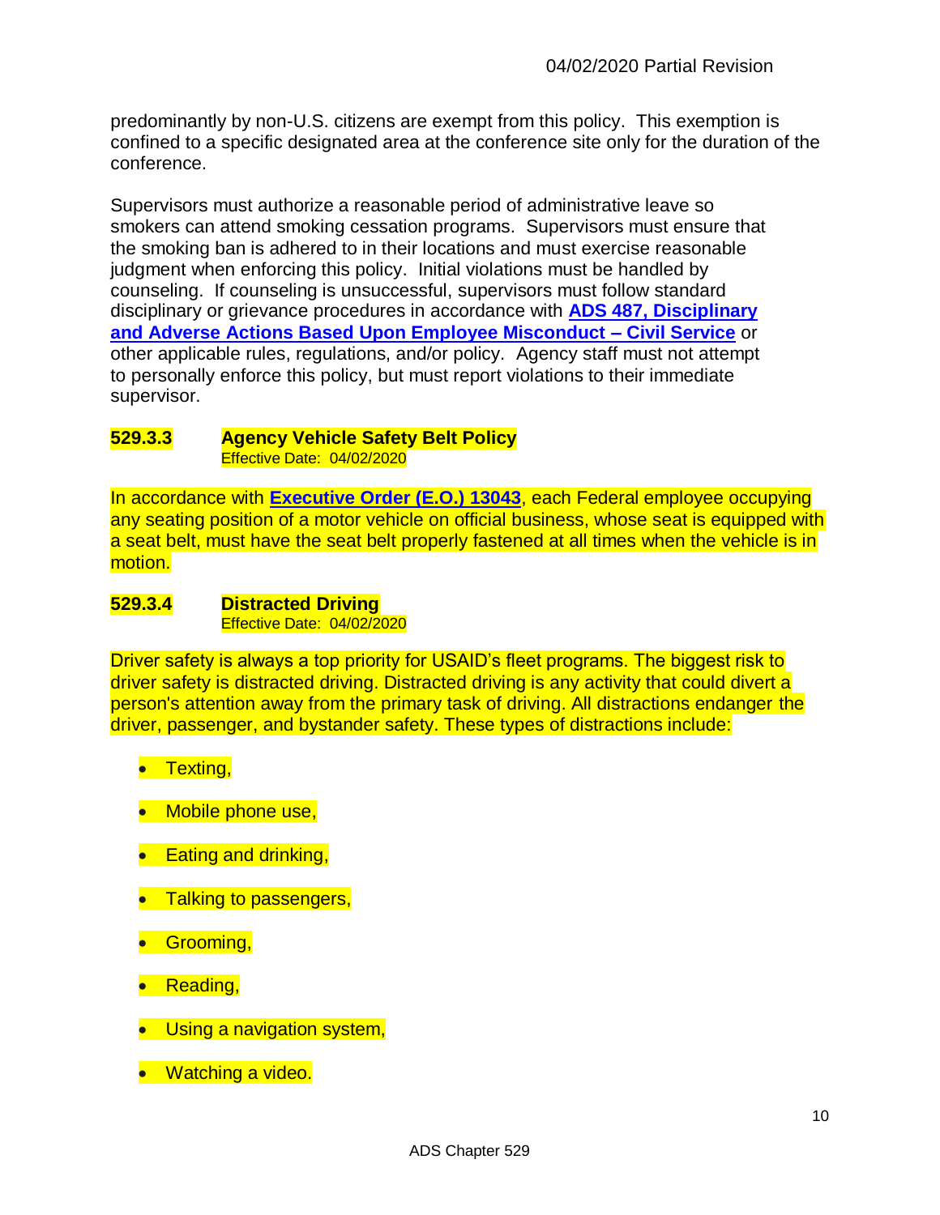predominantly by non-U.S. citizens are exempt from this policy. This exemption is confined to a specific designated area at the conference site only for the duration of the conference.

Supervisors must authorize a reasonable period of administrative leave so smokers can attend smoking cessation programs. Supervisors must ensure that the smoking ban is adhered to in their locations and must exercise reasonable judgment when enforcing this policy. Initial violations must be handled by counseling. If counseling is unsuccessful, supervisors must follow standard disciplinary or grievance procedures in accordance with **ADS 487, Disciplinary and Adverse Actions Based Upon Employee Misconduct – Civil Service** or other applicable rules, regulations, and/or policy. Agency staff must not attempt to personally enforce this policy, but must report violations to their immediate supervisor.

### 529.3.3 Agency Vehicle Safety Belt Policy

Effective Date: 04/02/2020

In accordance with **Executive Order (E.O.) 13043**, each Federal employee occupying any seating position of a motor vehicle on official business, whose seat is equipped with a seat belt, must have the seat belt properly fastened at all times when the vehicle is in motion.

### 529.3.4 Distracted Driving

Effective Date: 04/02/2020

Driver safety is always a top priority for USAID's fleet programs. The biggest risk to driver safety is distracted driving. Distracted driving is any activity that could divert a person's attention away from the primary task of driving. All distractions endanger the driver, passenger, and bystander safety. These types of distractions include:

- Texting,
- Mobile phone use,
- Eating and drinking,
- Talking to passengers,
- Grooming,
- Reading,
- Using a navigation system,
- Watching a video.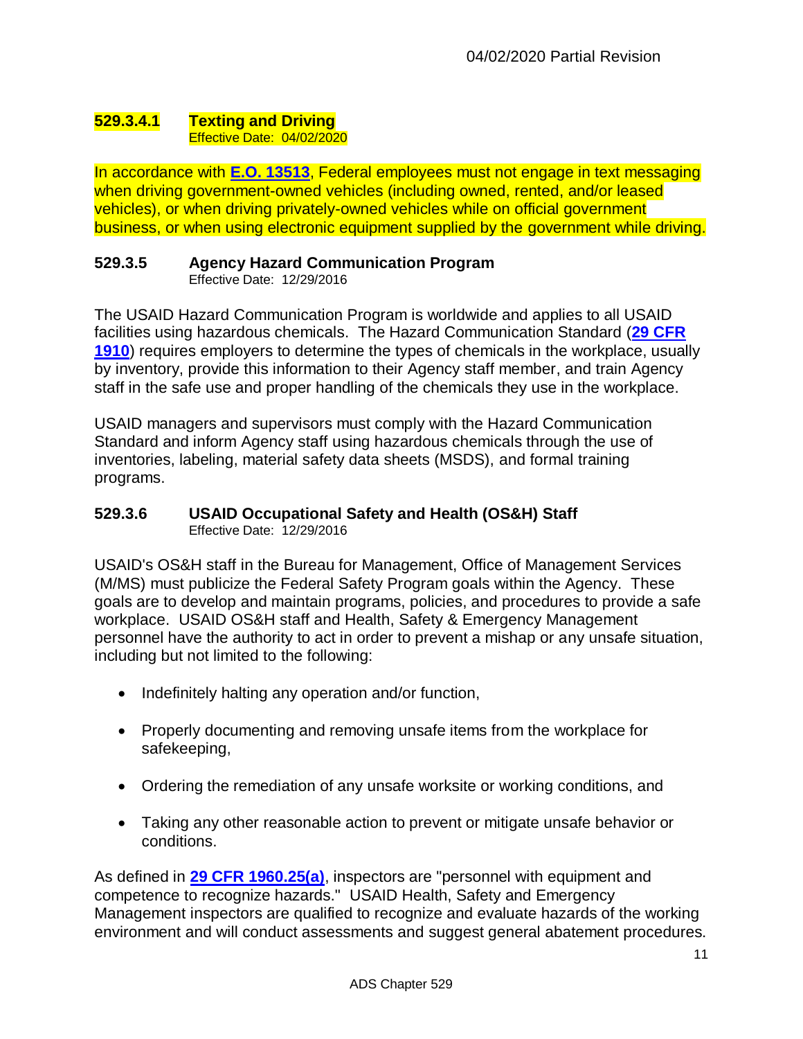#### 529.3.4.1 Texting and Driving

Effective Date: 04/02/2020

In accordance with **E.O. 13513**, Federal employees must not engage in text messaging when driving government-owned vehicles (including owned, rented, and/or leased vehicles), or when driving privately-owned vehicles while on official government business, or when using electronic equipment supplied by the government while driving.

### 529.3.5 Agency Hazard Communication Program

Effective Date: 12/29/2016

The USAID Hazard Communication Program is worldwide and applies to all USAID facilities using hazardous chemicals. The Hazard Communication Standard (**29 CFR 1910**) requires employers to determine the types of chemicals in the workplace, usually by inventory, provide this information to their Agency staff member, and train Agency staff in the safe use and proper handling of the chemicals they use in the workplace.

USAID managers and supervisors must comply with the Hazard Communication Standard and inform Agency staff using hazardous chemicals through the use of inventories, labeling, material safety data sheets (MSDS), and formal training programs.

### 529.3.6 USAID Occupational Safety and Health (OS&H) Staff

Effective Date: 12/29/2016

USAID's OS&H staff in the Bureau for Management, Office of Management Services (M/MS) must publicize the Federal Safety Program goals within the Agency. These goals are to develop and maintain programs, policies, and procedures to provide a safe workplace. USAID OS&H staff and Health, Safety & Emergency Management personnel have the authority to act in order to prevent a mishap or any unsafe situation, including but not limited to the following:

- Indefinitely halting any operation and/or function,
- Properly documenting and removing unsafe items from the workplace for safekeeping,
- Ordering the remediation of any unsafe worksite or working conditions, and
- Taking any other reasonable action to prevent or mitigate unsafe behavior or conditions.

As defined in **29 CFR 1960.25(a)**, inspectors are "personnel with equipment and competence to recognize hazards." USAID Health, Safety and Emergency Management inspectors are qualified to recognize and evaluate hazards of the working environment and will conduct assessments and suggest general abatement procedures.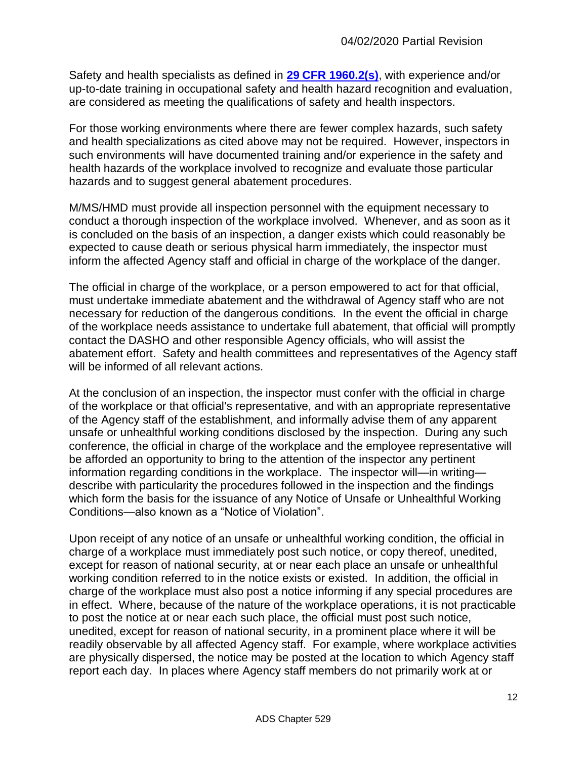Safety and health specialists as defined in **[29 CFR 1960.2(s)](#)**, with experience and/or up-to-date training in occupational safety and health hazard recognition and evaluation, are considered as meeting the qualifications of safety and health inspectors.

For those working environments where there are fewer complex hazards, such safety and health specializations as cited above may not be required. However, inspectors in such environments will have documented training and/or experience in the safety and health hazards of the workplace involved to recognize and evaluate those particular hazards and to suggest general abatement procedures.

M/MS/HMD must provide all inspection personnel with the equipment necessary to conduct a thorough inspection of the workplace involved. Whenever, and as soon as it is concluded on the basis of an inspection, a danger exists which could reasonably be expected to cause death or serious physical harm immediately, the inspector must inform the affected Agency staff and official in charge of the workplace of the danger.

The official in charge of the workplace, or a person empowered to act for that official, must undertake immediate abatement and the withdrawal of Agency staff who are not necessary for reduction of the dangerous conditions. In the event the official in charge of the workplace needs assistance to undertake full abatement, that official will promptly contact the DASHO and other responsible Agency officials, who will assist the abatement effort. Safety and health committees and representatives of the Agency staff will be informed of all relevant actions.

At the conclusion of an inspection, the inspector must confer with the official in charge of the workplace or that official's representative, and with an appropriate representative of the Agency staff of the establishment, and informally advise them of any apparent unsafe or unhealthful working conditions disclosed by the inspection. During any such conference, the official in charge of the workplace and the employee representative will be afforded an opportunity to bring to the attention of the inspector any pertinent information regarding conditions in the workplace. The inspector will—in writing—describe with particularity the procedures followed in the inspection and the findings which form the basis for the issuance of any Notice of Unsafe or Unhealthful Working Conditions—also known as a "Notice of Violation".

Upon receipt of any notice of an unsafe or unhealthful working condition, the official in charge of a workplace must immediately post such notice, or copy thereof, unedited, except for reason of national security, at or near each place an unsafe or unhealthful working condition referred to in the notice exists or existed. In addition, the official in charge of the workplace must also post a notice informing if any special procedures are in effect. Where, because of the nature of the workplace operations, it is not practicable to post the notice at or near each such place, the official must post such notice, unedited, except for reason of national security, in a prominent place where it will be readily observable by all affected Agency staff. For example, where workplace activities are physically dispersed, the notice may be posted at the location to which Agency staff report each day. In places where Agency staff members do not primarily work at or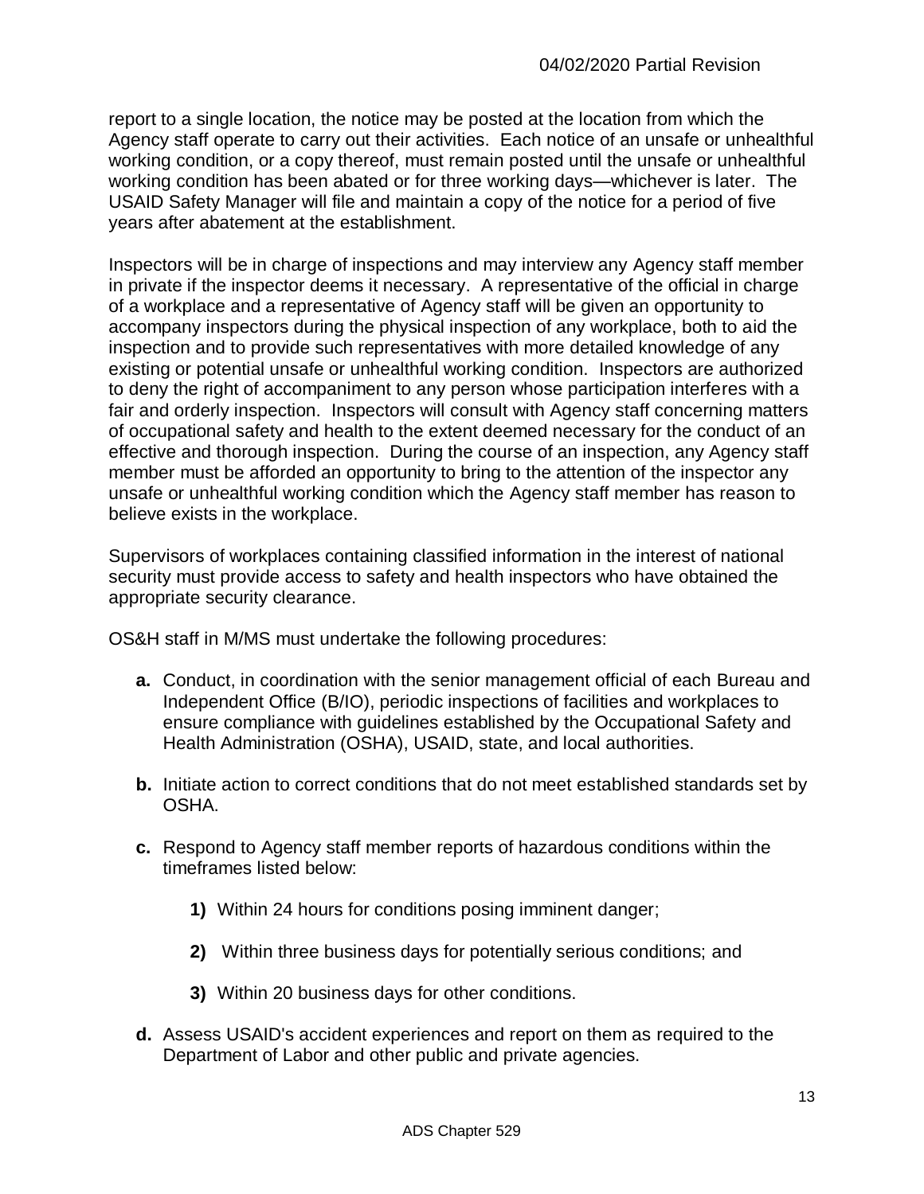report to a single location, the notice may be posted at the location from which the Agency staff operate to carry out their activities. Each notice of an unsafe or unhealthful working condition, or a copy thereof, must remain posted until the unsafe or unhealthful working condition has been abated or for three working days—whichever is later. The USAID Safety Manager will file and maintain a copy of the notice for a period of five years after abatement at the establishment.

Inspectors will be in charge of inspections and may interview any Agency staff member in private if the inspector deems it necessary. A representative of the official in charge of a workplace and a representative of Agency staff will be given an opportunity to accompany inspectors during the physical inspection of any workplace, both to aid the inspection and to provide such representatives with more detailed knowledge of any existing or potential unsafe or unhealthful working condition. Inspectors are authorized to deny the right of accompaniment to any person whose participation interferes with a fair and orderly inspection. Inspectors will consult with Agency staff concerning matters of occupational safety and health to the extent deemed necessary for the conduct of an effective and thorough inspection. During the course of an inspection, any Agency staff member must be afforded an opportunity to bring to the attention of the inspector any unsafe or unhealthful working condition which the Agency staff member has reason to believe exists in the workplace.

Supervisors of workplaces containing classified information in the interest of national security must provide access to safety and health inspectors who have obtained the appropriate security clearance.

OS&H staff in M/MS must undertake the following procedures:

**a.** Conduct, in coordination with the senior management official of each Bureau and Independent Office (B/IO), periodic inspections of facilities and workplaces to ensure compliance with guidelines established by the Occupational Safety and Health Administration (OSHA), USAID, state, and local authorities.

**b.** Initiate action to correct conditions that do not meet established standards set by OSHA.

**c.** Respond to Agency staff member reports of hazardous conditions within the timeframes listed below:

> **1)** Within 24 hours for conditions posing imminent danger;
>
> **2)** Within three business days for potentially serious conditions; and
>
> **3)** Within 20 business days for other conditions.

**d.** Assess USAID's accident experiences and report on them as required to the Department of Labor and other public and private agencies.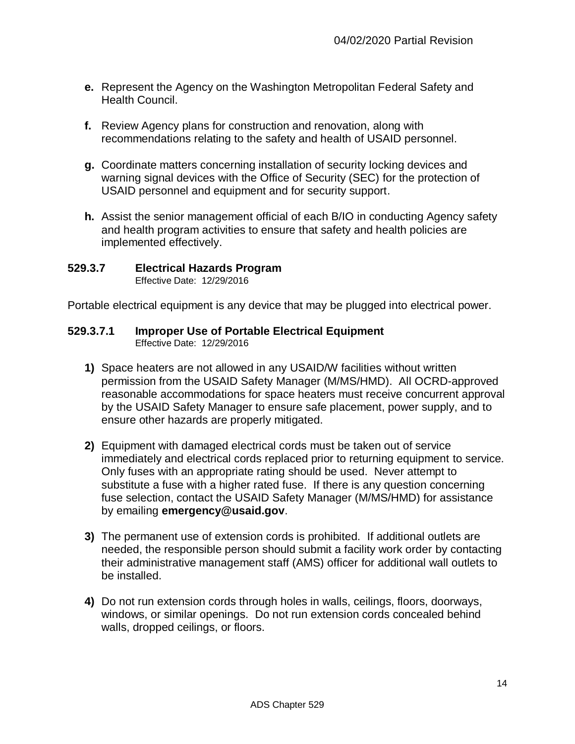**e.** Represent the Agency on the Washington Metropolitan Federal Safety and Health Council.

**f.** Review Agency plans for construction and renovation, along with recommendations relating to the safety and health of USAID personnel.

**g.** Coordinate matters concerning installation of security locking devices and warning signal devices with the Office of Security (SEC) for the protection of USAID personnel and equipment and for security support.

**h.** Assist the senior management official of each B/IO in conducting Agency safety and health program activities to ensure that safety and health policies are implemented effectively.

### 529.3.7 Electrical Hazards Program

Effective Date: 12/29/2016

Portable electrical equipment is any device that may be plugged into electrical power.

### 529.3.7.1 Improper Use of Portable Electrical Equipment

Effective Date: 12/29/2016

**1)** Space heaters are not allowed in any USAID/W facilities without written permission from the USAID Safety Manager (M/MS/HMD). All OCRD-approved reasonable accommodations for space heaters must receive concurrent approval by the USAID Safety Manager to ensure safe placement, power supply, and to ensure other hazards are properly mitigated.

**2)** Equipment with damaged electrical cords must be taken out of service immediately and electrical cords replaced prior to returning equipment to service. Only fuses with an appropriate rating should be used. Never attempt to substitute a fuse with a higher rated fuse. If there is any question concerning fuse selection, contact the USAID Safety Manager (M/MS/HMD) for assistance by emailing **emergency@usaid.gov**.

**3)** The permanent use of extension cords is prohibited. If additional outlets are needed, the responsible person should submit a facility work order by contacting their administrative management staff (AMS) officer for additional wall outlets to be installed.

**4)** Do not run extension cords through holes in walls, ceilings, floors, doorways, windows, or similar openings. Do not run extension cords concealed behind walls, dropped ceilings, or floors.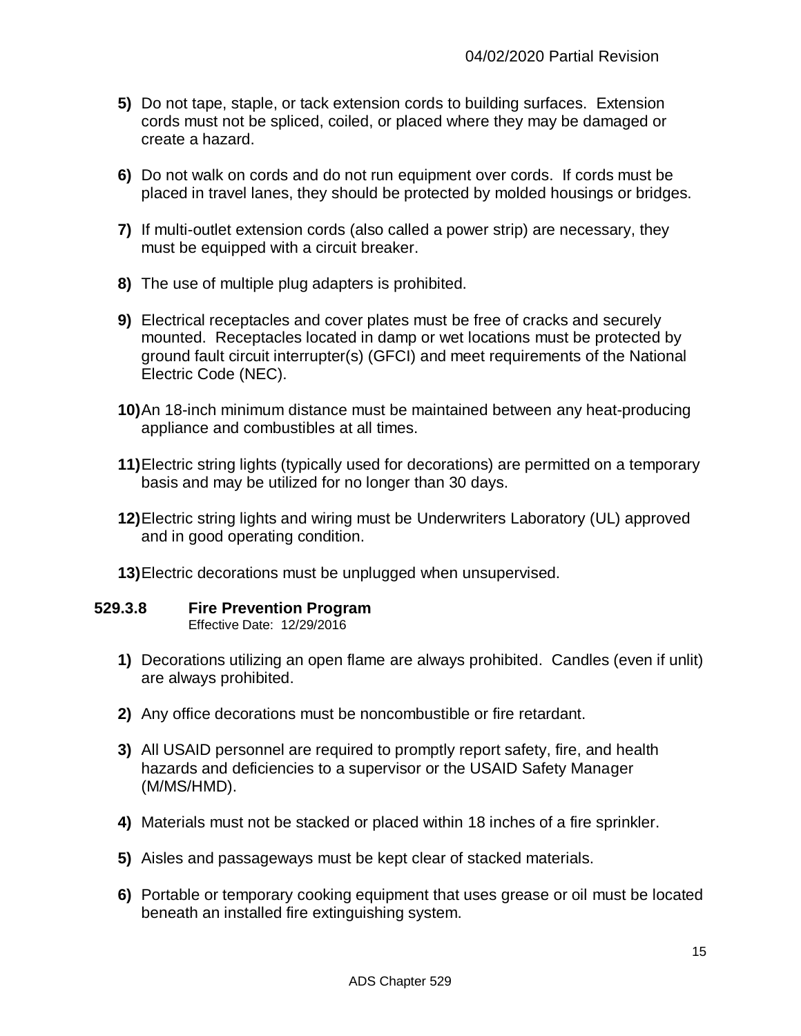5) Do not tape, staple, or tack extension cords to building surfaces. Extension cords must not be spliced, coiled, or placed where they may be damaged or create a hazard.

6) Do not walk on cords and do not run equipment over cords. If cords must be placed in travel lanes, they should be protected by molded housings or bridges.

7) If multi-outlet extension cords (also called a power strip) are necessary, they must be equipped with a circuit breaker.

8) The use of multiple plug adapters is prohibited.

9) Electrical receptacles and cover plates must be free of cracks and securely mounted. Receptacles located in damp or wet locations must be protected by ground fault circuit interrupter(s) (GFCI) and meet requirements of the National Electric Code (NEC).

10) An 18-inch minimum distance must be maintained between any heat-producing appliance and combustibles at all times.

11) Electric string lights (typically used for decorations) are permitted on a temporary basis and may be utilized for no longer than 30 days.

12) Electric string lights and wiring must be Underwriters Laboratory (UL) approved and in good operating condition.

13) Electric decorations must be unplugged when unsupervised.

### 529.3.8 Fire Prevention Program

Effective Date: 12/29/2016

1) Decorations utilizing an open flame are always prohibited. Candles (even if unlit) are always prohibited.

2) Any office decorations must be noncombustible or fire retardant.

3) All USAID personnel are required to promptly report safety, fire, and health hazards and deficiencies to a supervisor or the USAID Safety Manager (M/MS/HMD).

4) Materials must not be stacked or placed within 18 inches of a fire sprinkler.

5) Aisles and passageways must be kept clear of stacked materials.

6) Portable or temporary cooking equipment that uses grease or oil must be located beneath an installed fire extinguishing system.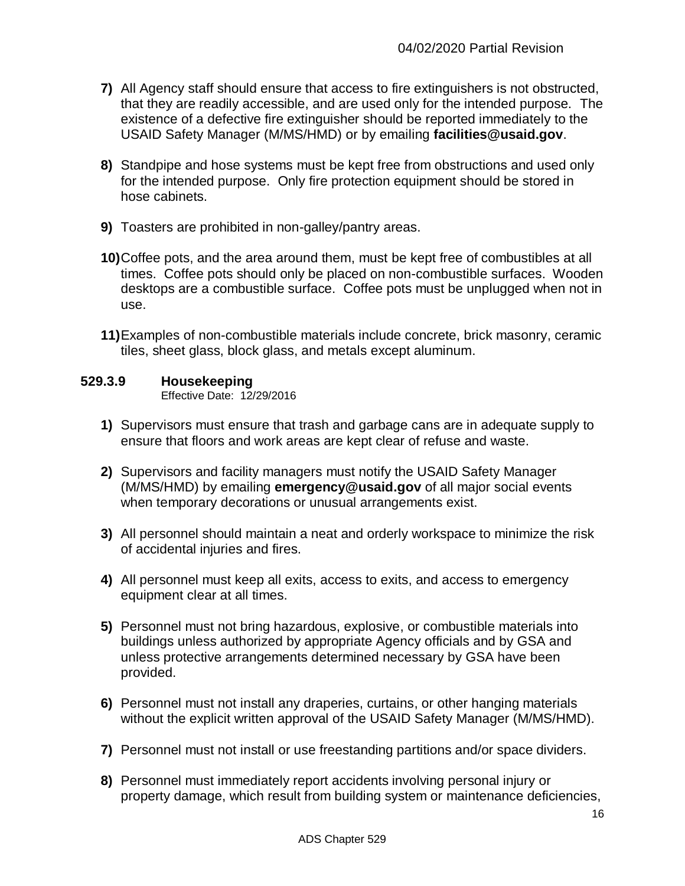7) All Agency staff should ensure that access to fire extinguishers is not obstructed, that they are readily accessible, and are used only for the intended purpose. The existence of a defective fire extinguisher should be reported immediately to the USAID Safety Manager (M/MS/HMD) or by emailing **facilities@usaid.gov**.

8) Standpipe and hose systems must be kept free from obstructions and used only for the intended purpose. Only fire protection equipment should be stored in hose cabinets.

9) Toasters are prohibited in non-galley/pantry areas.

10) Coffee pots, and the area around them, must be kept free of combustibles at all times. Coffee pots should only be placed on non-combustible surfaces. Wooden desktops are a combustible surface. Coffee pots must be unplugged when not in use.

11) Examples of non-combustible materials include concrete, brick masonry, ceramic tiles, sheet glass, block glass, and metals except aluminum.

### 529.3.9 Housekeeping

Effective Date: 12/29/2016

1) Supervisors must ensure that trash and garbage cans are in adequate supply to ensure that floors and work areas are kept clear of refuse and waste.

2) Supervisors and facility managers must notify the USAID Safety Manager (M/MS/HMD) by emailing **emergency@usaid.gov** of all major social events when temporary decorations or unusual arrangements exist.

3) All personnel should maintain a neat and orderly workspace to minimize the risk of accidental injuries and fires.

4) All personnel must keep all exits, access to exits, and access to emergency equipment clear at all times.

5) Personnel must not bring hazardous, explosive, or combustible materials into buildings unless authorized by appropriate Agency officials and by GSA and unless protective arrangements determined necessary by GSA have been provided.

6) Personnel must not install any draperies, curtains, or other hanging materials without the explicit written approval of the USAID Safety Manager (M/MS/HMD).

7) Personnel must not install or use freestanding partitions and/or space dividers.

8) Personnel must immediately report accidents involving personal injury or property damage, which result from building system or maintenance deficiencies,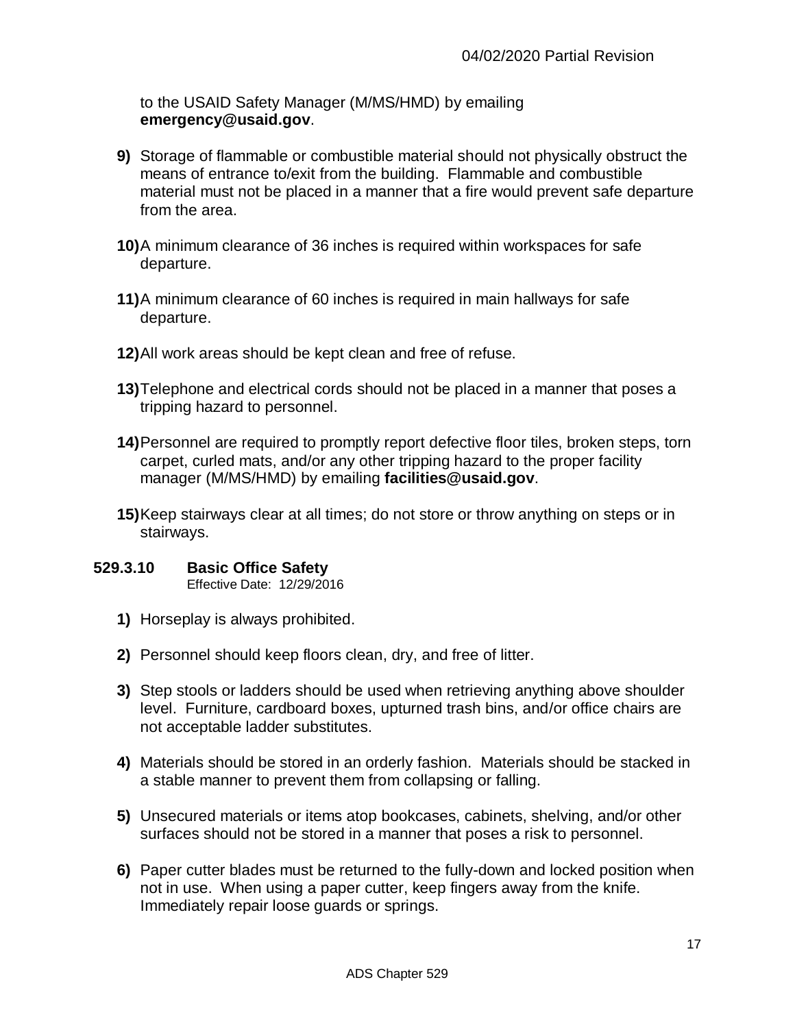to the USAID Safety Manager (M/MS/HMD) by emailing **emergency@usaid.gov**.

**9)** Storage of flammable or combustible material should not physically obstruct the means of entrance to/exit from the building. Flammable and combustible material must not be placed in a manner that a fire would prevent safe departure from the area.

**10)** A minimum clearance of 36 inches is required within workspaces for safe departure.

**11)** A minimum clearance of 60 inches is required in main hallways for safe departure.

**12)** All work areas should be kept clean and free of refuse.

**13)** Telephone and electrical cords should not be placed in a manner that poses a tripping hazard to personnel.

**14)** Personnel are required to promptly report defective floor tiles, broken steps, torn carpet, curled mats, and/or any other tripping hazard to the proper facility manager (M/MS/HMD) by emailing **facilities@usaid.gov**.

**15)** Keep stairways clear at all times; do not store or throw anything on steps or in stairways.

### 529.3.10 Basic Office Safety

Effective Date: 12/29/2016

**1)** Horseplay is always prohibited.

**2)** Personnel should keep floors clean, dry, and free of litter.

**3)** Step stools or ladders should be used when retrieving anything above shoulder level. Furniture, cardboard boxes, upturned trash bins, and/or office chairs are not acceptable ladder substitutes.

**4)** Materials should be stored in an orderly fashion. Materials should be stacked in a stable manner to prevent them from collapsing or falling.

**5)** Unsecured materials or items atop bookcases, cabinets, shelving, and/or other surfaces should not be stored in a manner that poses a risk to personnel.

**6)** Paper cutter blades must be returned to the fully-down and locked position when not in use. When using a paper cutter, keep fingers away from the knife. Immediately repair loose guards or springs.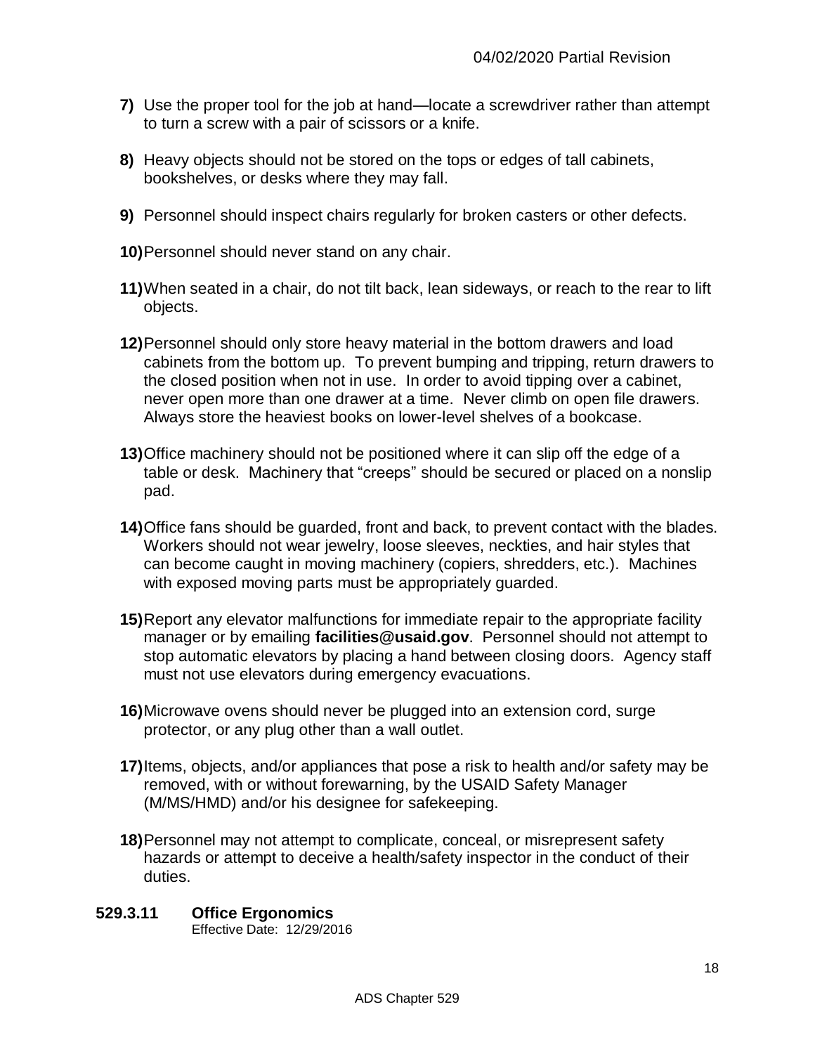**7)** Use the proper tool for the job at hand—locate a screwdriver rather than attempt to turn a screw with a pair of scissors or a knife.

**8)** Heavy objects should not be stored on the tops or edges of tall cabinets, bookshelves, or desks where they may fall.

**9)** Personnel should inspect chairs regularly for broken casters or other defects.

**10)** Personnel should never stand on any chair.

**11)** When seated in a chair, do not tilt back, lean sideways, or reach to the rear to lift objects.

**12)** Personnel should only store heavy material in the bottom drawers and load cabinets from the bottom up. To prevent bumping and tripping, return drawers to the closed position when not in use. In order to avoid tipping over a cabinet, never open more than one drawer at a time. Never climb on open file drawers. Always store the heaviest books on lower-level shelves of a bookcase.

**13)** Office machinery should not be positioned where it can slip off the edge of a table or desk. Machinery that "creeps" should be secured or placed on a nonslip pad.

**14)** Office fans should be guarded, front and back, to prevent contact with the blades. Workers should not wear jewelry, loose sleeves, neckties, and hair styles that can become caught in moving machinery (copiers, shredders, etc.). Machines with exposed moving parts must be appropriately guarded.

**15)** Report any elevator malfunctions for immediate repair to the appropriate facility manager or by emailing **facilities@usaid.gov**. Personnel should not attempt to stop automatic elevators by placing a hand between closing doors. Agency staff must not use elevators during emergency evacuations.

**16)** Microwave ovens should never be plugged into an extension cord, surge protector, or any plug other than a wall outlet.

**17)** Items, objects, and/or appliances that pose a risk to health and/or safety may be removed, with or without forewarning, by the USAID Safety Manager (M/MS/HMD) and/or his designee for safekeeping.

**18)** Personnel may not attempt to complicate, conceal, or misrepresent safety hazards or attempt to deceive a health/safety inspector in the conduct of their duties.

### 529.3.11 Office Ergonomics

Effective Date: 12/29/2016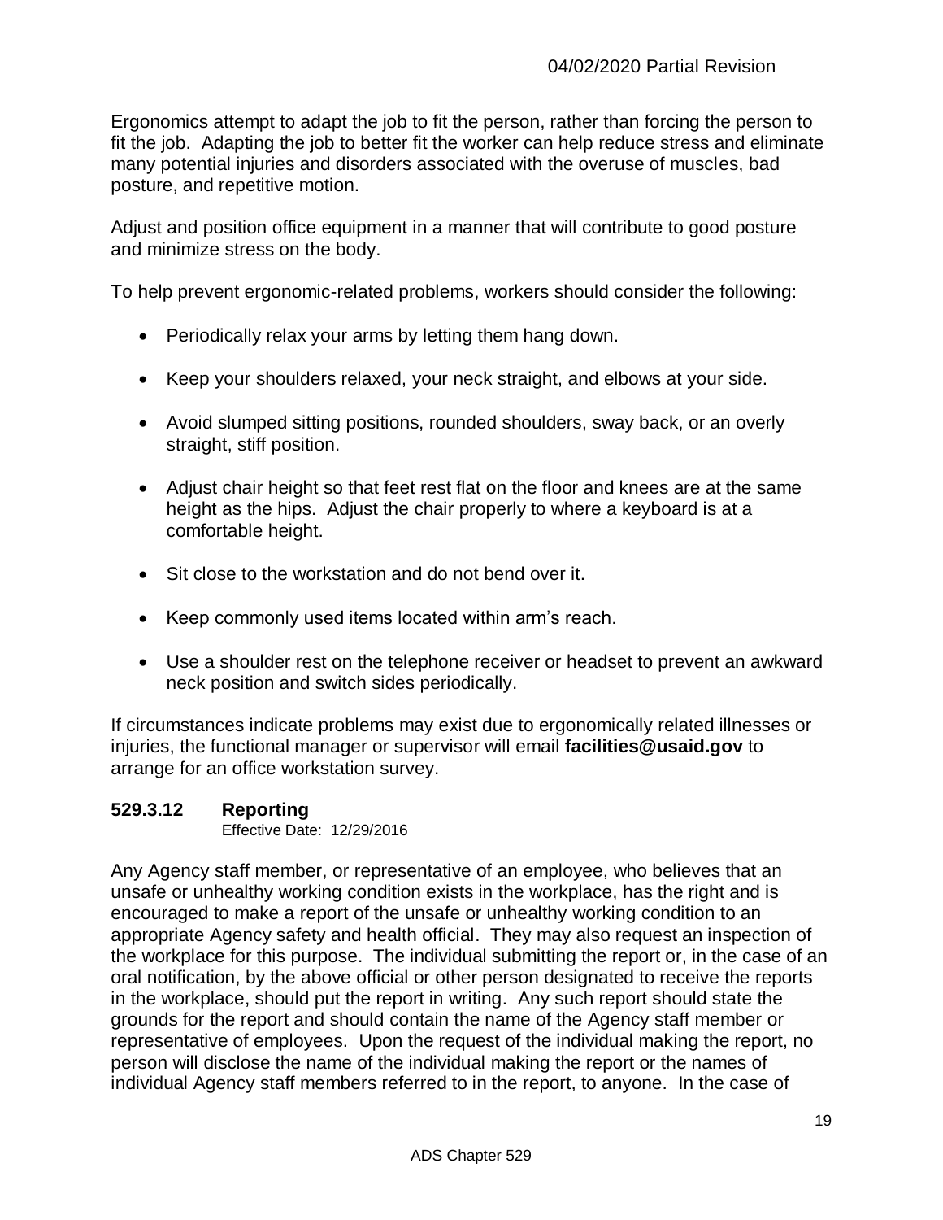Ergonomics attempt to adapt the job to fit the person, rather than forcing the person to fit the job. Adapting the job to better fit the worker can help reduce stress and eliminate many potential injuries and disorders associated with the overuse of muscles, bad posture, and repetitive motion.

Adjust and position office equipment in a manner that will contribute to good posture and minimize stress on the body.

To help prevent ergonomic-related problems, workers should consider the following:

- Periodically relax your arms by letting them hang down.
- Keep your shoulders relaxed, your neck straight, and elbows at your side.
- Avoid slumped sitting positions, rounded shoulders, sway back, or an overly straight, stiff position.
- Adjust chair height so that feet rest flat on the floor and knees are at the same height as the hips. Adjust the chair properly to where a keyboard is at a comfortable height.
- Sit close to the workstation and do not bend over it.
- Keep commonly used items located within arm's reach.
- Use a shoulder rest on the telephone receiver or headset to prevent an awkward neck position and switch sides periodically.

If circumstances indicate problems may exist due to ergonomically related illnesses or injuries, the functional manager or supervisor will email **facilities@usaid.gov** to arrange for an office workstation survey.

### 529.3.12 Reporting

Effective Date: 12/29/2016

Any Agency staff member, or representative of an employee, who believes that an unsafe or unhealthy working condition exists in the workplace, has the right and is encouraged to make a report of the unsafe or unhealthy working condition to an appropriate Agency safety and health official. They may also request an inspection of the workplace for this purpose. The individual submitting the report or, in the case of an oral notification, by the above official or other person designated to receive the reports in the workplace, should put the report in writing. Any such report should state the grounds for the report and should contain the name of the Agency staff member or representative of employees. Upon the request of the individual making the report, no person will disclose the name of the individual making the report or the names of individual Agency staff members referred to in the report, to anyone. In the case of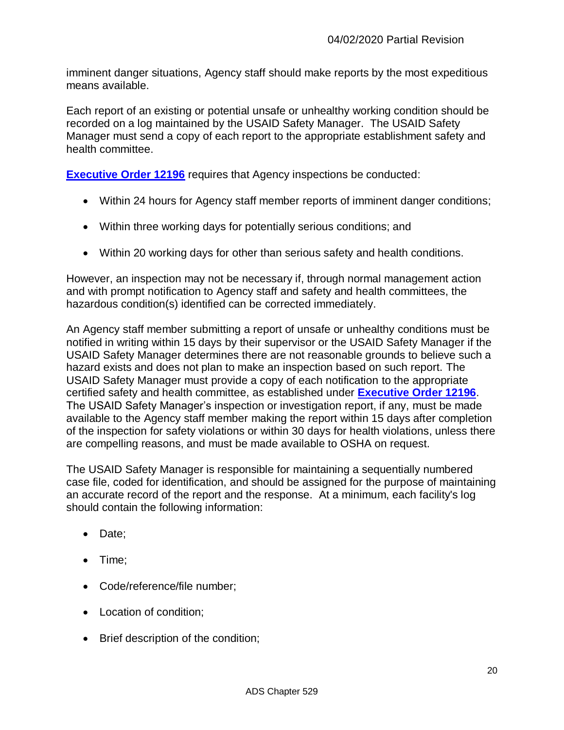imminent danger situations, Agency staff should make reports by the most expeditious means available.

Each report of an existing or potential unsafe or unhealthy working condition should be recorded on a log maintained by the USAID Safety Manager. The USAID Safety Manager must send a copy of each report to the appropriate establishment safety and health committee.

**Executive Order 12196** requires that Agency inspections be conducted:

- Within 24 hours for Agency staff member reports of imminent danger conditions;
- Within three working days for potentially serious conditions; and
- Within 20 working days for other than serious safety and health conditions.

However, an inspection may not be necessary if, through normal management action and with prompt notification to Agency staff and safety and health committees, the hazardous condition(s) identified can be corrected immediately.

An Agency staff member submitting a report of unsafe or unhealthy conditions must be notified in writing within 15 days by their supervisor or the USAID Safety Manager if the USAID Safety Manager determines there are not reasonable grounds to believe such a hazard exists and does not plan to make an inspection based on such report. The USAID Safety Manager must provide a copy of each notification to the appropriate certified safety and health committee, as established under **Executive Order 12196**. The USAID Safety Manager's inspection or investigation report, if any, must be made available to the Agency staff member making the report within 15 days after completion of the inspection for safety violations or within 30 days for health violations, unless there are compelling reasons, and must be made available to OSHA on request.

The USAID Safety Manager is responsible for maintaining a sequentially numbered case file, coded for identification, and should be assigned for the purpose of maintaining an accurate record of the report and the response. At a minimum, each facility's log should contain the following information:

- Date;
- Time;
- Code/reference/file number;
- Location of condition;
- Brief description of the condition;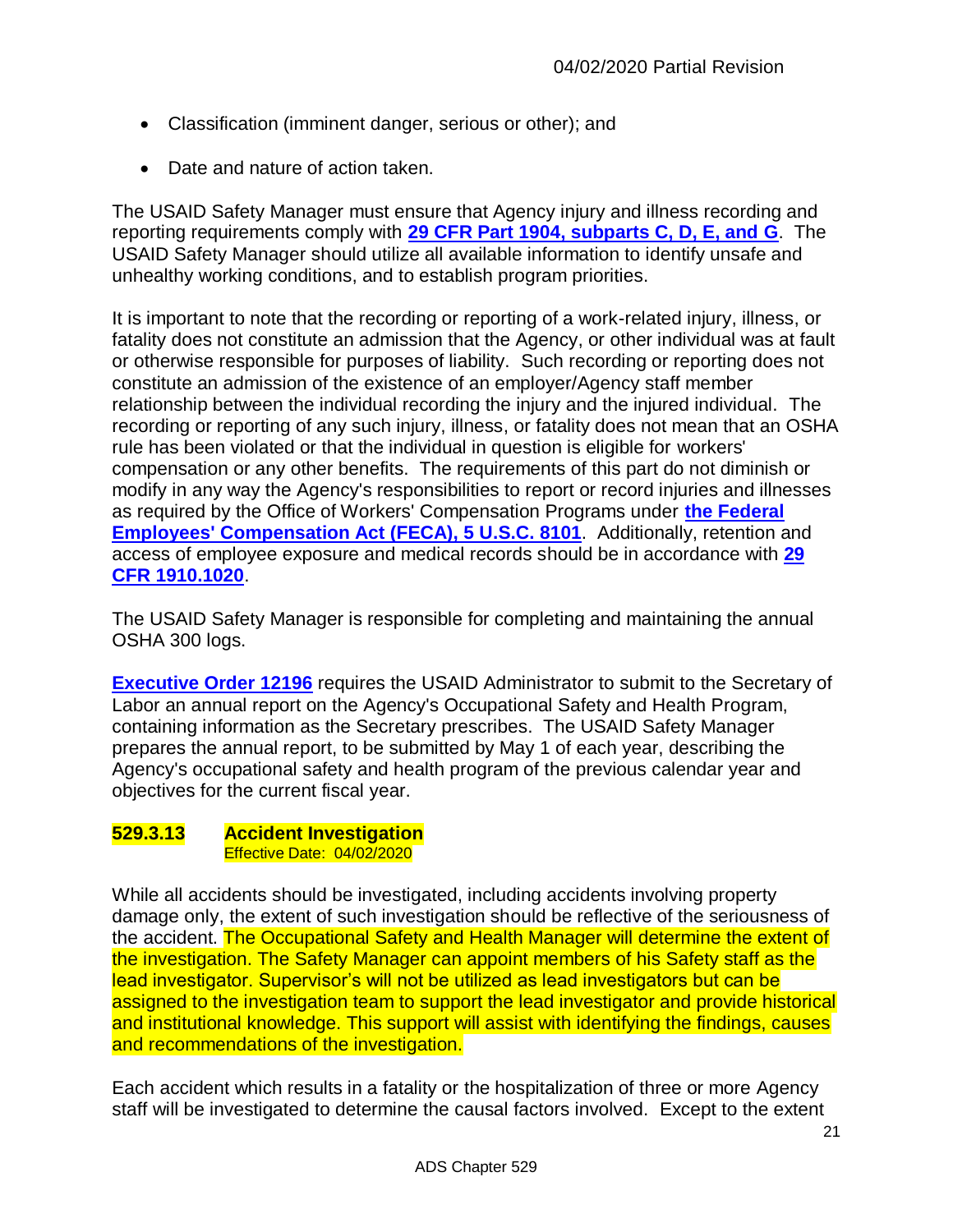- Classification (imminent danger, serious or other); and
- Date and nature of action taken.

The USAID Safety Manager must ensure that Agency injury and illness recording and reporting requirements comply with **29 CFR Part 1904, subparts C, D, E, and G**. The USAID Safety Manager should utilize all available information to identify unsafe and unhealthy working conditions, and to establish program priorities.

It is important to note that the recording or reporting of a work-related injury, illness, or fatality does not constitute an admission that the Agency, or other individual was at fault or otherwise responsible for purposes of liability. Such recording or reporting does not constitute an admission of the existence of an employer/Agency staff member relationship between the individual recording the injury and the injured individual. The recording or reporting of any such injury, illness, or fatality does not mean that an OSHA rule has been violated or that the individual in question is eligible for workers' compensation or any other benefits. The requirements of this part do not diminish or modify in any way the Agency's responsibilities to report or record injuries and illnesses as required by the Office of Workers' Compensation Programs under **the Federal Employees' Compensation Act (FECA), 5 U.S.C. 8101**. Additionally, retention and access of employee exposure and medical records should be in accordance with **29 CFR 1910.1020**.

The USAID Safety Manager is responsible for completing and maintaining the annual OSHA 300 logs.

**Executive Order 12196** requires the USAID Administrator to submit to the Secretary of Labor an annual report on the Agency's Occupational Safety and Health Program, containing information as the Secretary prescribes. The USAID Safety Manager prepares the annual report, to be submitted by May 1 of each year, describing the Agency's occupational safety and health program of the previous calendar year and objectives for the current fiscal year.

### 529.3.13 Accident Investigation

Effective Date: 04/02/2020

While all accidents should be investigated, including accidents involving property damage only, the extent of such investigation should be reflective of the seriousness of the accident. The Occupational Safety and Health Manager will determine the extent of the investigation. The Safety Manager can appoint members of his Safety staff as the lead investigator. Supervisor's will not be utilized as lead investigators but can be assigned to the investigation team to support the lead investigator and provide historical and institutional knowledge. This support will assist with identifying the findings, causes and recommendations of the investigation.

Each accident which results in a fatality or the hospitalization of three or more Agency staff will be investigated to determine the causal factors involved. Except to the extent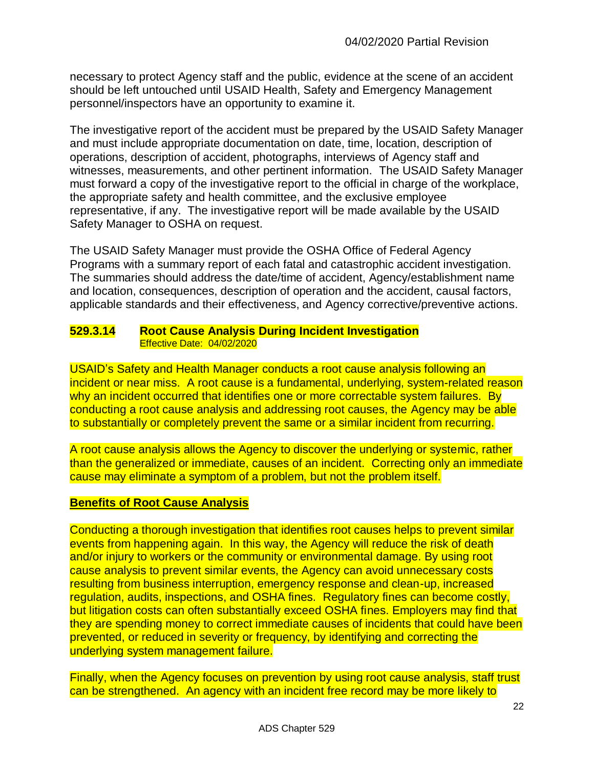necessary to protect Agency staff and the public, evidence at the scene of an accident should be left untouched until USAID Health, Safety and Emergency Management personnel/inspectors have an opportunity to examine it.

The investigative report of the accident must be prepared by the USAID Safety Manager and must include appropriate documentation on date, time, location, description of operations, description of accident, photographs, interviews of Agency staff and witnesses, measurements, and other pertinent information. The USAID Safety Manager must forward a copy of the investigative report to the official in charge of the workplace, the appropriate safety and health committee, and the exclusive employee representative, if any. The investigative report will be made available by the USAID Safety Manager to OSHA on request.

The USAID Safety Manager must provide the OSHA Office of Federal Agency Programs with a summary report of each fatal and catastrophic accident investigation. The summaries should address the date/time of accident, Agency/establishment name and location, consequences, description of operation and the accident, causal factors, applicable standards and their effectiveness, and Agency corrective/preventive actions.

### 529.3.14 Root Cause Analysis During Incident Investigation

Effective Date: 04/02/2020

USAID's Safety and Health Manager conducts a root cause analysis following an incident or near miss. A root cause is a fundamental, underlying, system-related reason why an incident occurred that identifies one or more correctable system failures. By conducting a root cause analysis and addressing root causes, the Agency may be able to substantially or completely prevent the same or a similar incident from recurring.

A root cause analysis allows the Agency to discover the underlying or systemic, rather than the generalized or immediate, causes of an incident. Correcting only an immediate cause may eliminate a symptom of a problem, but not the problem itself.

**Benefits of Root Cause Analysis**

Conducting a thorough investigation that identifies root causes helps to prevent similar events from happening again. In this way, the Agency will reduce the risk of death and/or injury to workers or the community or environmental damage. By using root cause analysis to prevent similar events, the Agency can avoid unnecessary costs resulting from business interruption, emergency response and clean-up, increased regulation, audits, inspections, and OSHA fines. Regulatory fines can become costly, but litigation costs can often substantially exceed OSHA fines. Employers may find that they are spending money to correct immediate causes of incidents that could have been prevented, or reduced in severity or frequency, by identifying and correcting the underlying system management failure.

Finally, when the Agency focuses on prevention by using root cause analysis, staff trust can be strengthened. An agency with an incident free record may be more likely to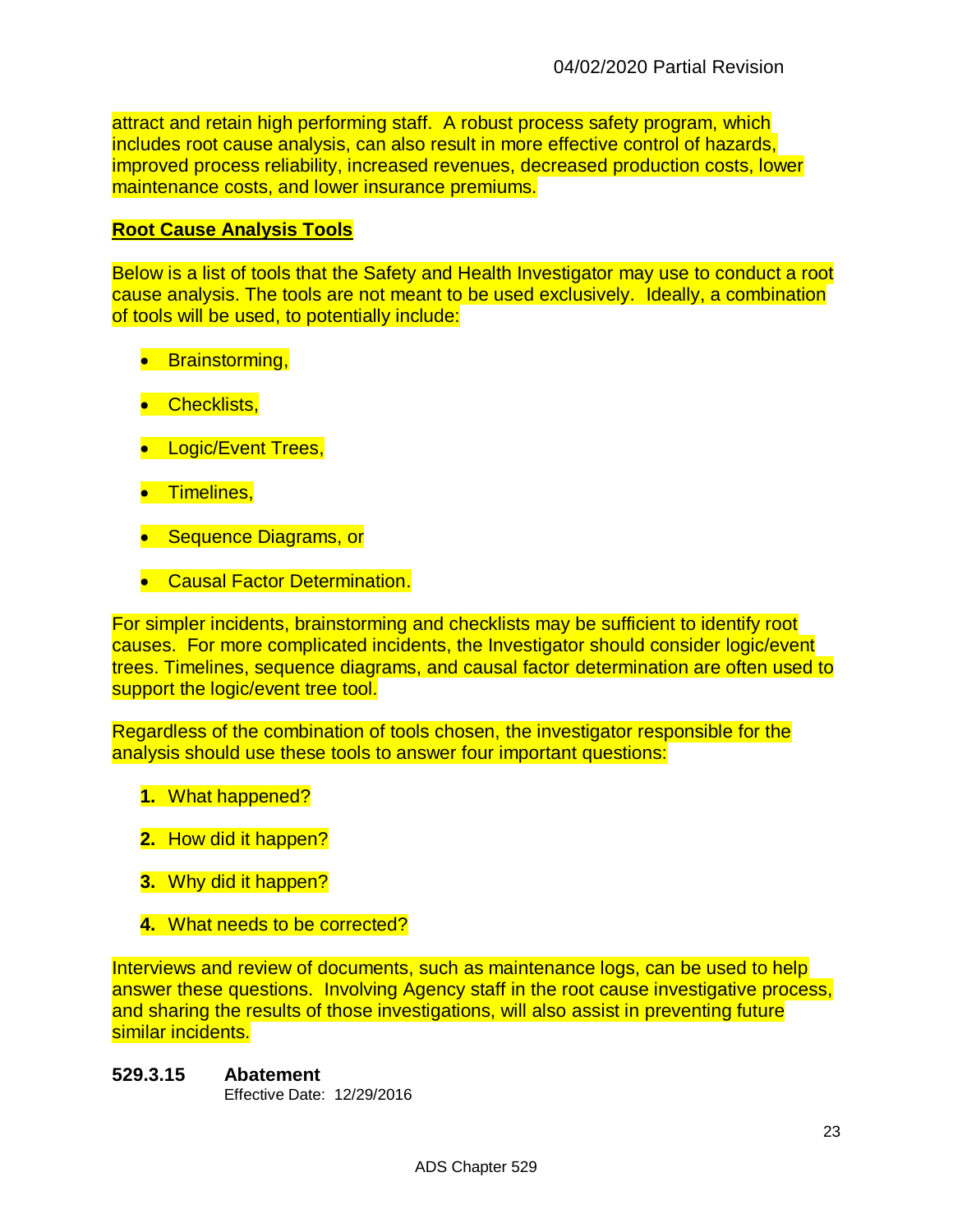attract and retain high performing staff. A robust process safety program, which includes root cause analysis, can also result in more effective control of hazards, improved process reliability, increased revenues, decreased production costs, lower maintenance costs, and lower insurance premiums.

**Root Cause Analysis Tools**

Below is a list of tools that the Safety and Health Investigator may use to conduct a root cause analysis. The tools are not meant to be used exclusively. Ideally, a combination of tools will be used, to potentially include:

- Brainstorming,
- Checklists,
- Logic/Event Trees,
- Timelines,
- Sequence Diagrams, or
- Causal Factor Determination.

For simpler incidents, brainstorming and checklists may be sufficient to identify root causes. For more complicated incidents, the Investigator should consider logic/event trees. Timelines, sequence diagrams, and causal factor determination are often used to support the logic/event tree tool.

Regardless of the combination of tools chosen, the investigator responsible for the analysis should use these tools to answer four important questions:

1. What happened?
2. How did it happen?
3. Why did it happen?
4. What needs to be corrected?

Interviews and review of documents, such as maintenance logs, can be used to help answer these questions. Involving Agency staff in the root cause investigative process, and sharing the results of those investigations, will also assist in preventing future similar incidents.

### 529.3.15 Abatement

Effective Date: 12/29/2016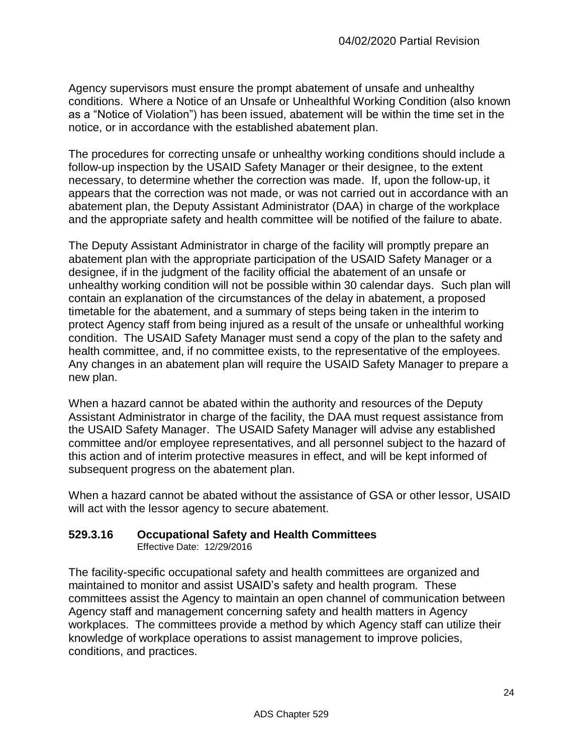Agency supervisors must ensure the prompt abatement of unsafe and unhealthy conditions. Where a Notice of an Unsafe or Unhealthful Working Condition (also known as a "Notice of Violation") has been issued, abatement will be within the time set in the notice, or in accordance with the established abatement plan.

The procedures for correcting unsafe or unhealthy working conditions should include a follow-up inspection by the USAID Safety Manager or their designee, to the extent necessary, to determine whether the correction was made. If, upon the follow-up, it appears that the correction was not made, or was not carried out in accordance with an abatement plan, the Deputy Assistant Administrator (DAA) in charge of the workplace and the appropriate safety and health committee will be notified of the failure to abate.

The Deputy Assistant Administrator in charge of the facility will promptly prepare an abatement plan with the appropriate participation of the USAID Safety Manager or a designee, if in the judgment of the facility official the abatement of an unsafe or unhealthy working condition will not be possible within 30 calendar days. Such plan will contain an explanation of the circumstances of the delay in abatement, a proposed timetable for the abatement, and a summary of steps being taken in the interim to protect Agency staff from being injured as a result of the unsafe or unhealthful working condition. The USAID Safety Manager must send a copy of the plan to the safety and health committee, and, if no committee exists, to the representative of the employees. Any changes in an abatement plan will require the USAID Safety Manager to prepare a new plan.

When a hazard cannot be abated within the authority and resources of the Deputy Assistant Administrator in charge of the facility, the DAA must request assistance from the USAID Safety Manager. The USAID Safety Manager will advise any established committee and/or employee representatives, and all personnel subject to the hazard of this action and of interim protective measures in effect, and will be kept informed of subsequent progress on the abatement plan.

When a hazard cannot be abated without the assistance of GSA or other lessor, USAID will act with the lessor agency to secure abatement.

### 529.3.16 Occupational Safety and Health Committees

Effective Date: 12/29/2016

The facility-specific occupational safety and health committees are organized and maintained to monitor and assist USAID's safety and health program. These committees assist the Agency to maintain an open channel of communication between Agency staff and management concerning safety and health matters in Agency workplaces. The committees provide a method by which Agency staff can utilize their knowledge of workplace operations to assist management to improve policies, conditions, and practices.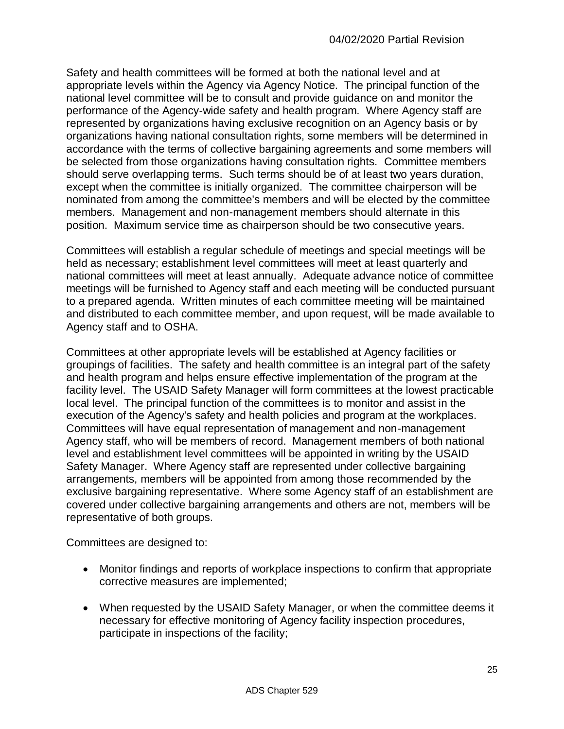Safety and health committees will be formed at both the national level and at appropriate levels within the Agency via Agency Notice. The principal function of the national level committee will be to consult and provide guidance on and monitor the performance of the Agency-wide safety and health program. Where Agency staff are represented by organizations having exclusive recognition on an Agency basis or by organizations having national consultation rights, some members will be determined in accordance with the terms of collective bargaining agreements and some members will be selected from those organizations having consultation rights. Committee members should serve overlapping terms. Such terms should be of at least two years duration, except when the committee is initially organized. The committee chairperson will be nominated from among the committee's members and will be elected by the committee members. Management and non-management members should alternate in this position. Maximum service time as chairperson should be two consecutive years.

Committees will establish a regular schedule of meetings and special meetings will be held as necessary; establishment level committees will meet at least quarterly and national committees will meet at least annually. Adequate advance notice of committee meetings will be furnished to Agency staff and each meeting will be conducted pursuant to a prepared agenda. Written minutes of each committee meeting will be maintained and distributed to each committee member, and upon request, will be made available to Agency staff and to OSHA.

Committees at other appropriate levels will be established at Agency facilities or groupings of facilities. The safety and health committee is an integral part of the safety and health program and helps ensure effective implementation of the program at the facility level. The USAID Safety Manager will form committees at the lowest practicable local level. The principal function of the committees is to monitor and assist in the execution of the Agency's safety and health policies and program at the workplaces. Committees will have equal representation of management and non-management Agency staff, who will be members of record. Management members of both national level and establishment level committees will be appointed in writing by the USAID Safety Manager. Where Agency staff are represented under collective bargaining arrangements, members will be appointed from among those recommended by the exclusive bargaining representative. Where some Agency staff of an establishment are covered under collective bargaining arrangements and others are not, members will be representative of both groups.

Committees are designed to:

- Monitor findings and reports of workplace inspections to confirm that appropriate corrective measures are implemented;
- When requested by the USAID Safety Manager, or when the committee deems it necessary for effective monitoring of Agency facility inspection procedures, participate in inspections of the facility;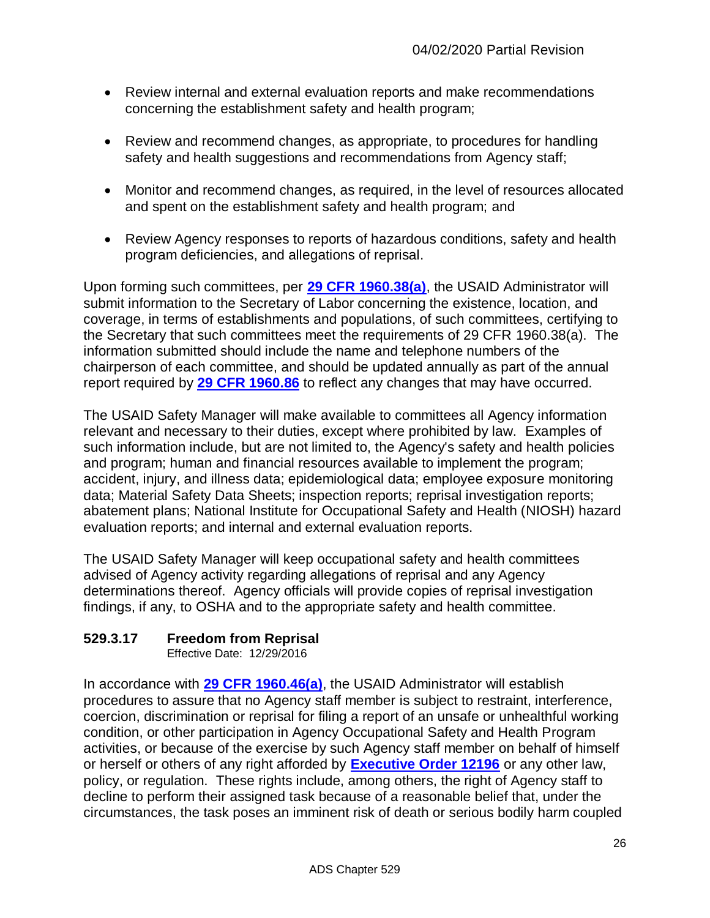- Review internal and external evaluation reports and make recommendations concerning the establishment safety and health program;
- Review and recommend changes, as appropriate, to procedures for handling safety and health suggestions and recommendations from Agency staff;
- Monitor and recommend changes, as required, in the level of resources allocated and spent on the establishment safety and health program; and
- Review Agency responses to reports of hazardous conditions, safety and health program deficiencies, and allegations of reprisal.

Upon forming such committees, per **29 CFR 1960.38(a)**, the USAID Administrator will submit information to the Secretary of Labor concerning the existence, location, and coverage, in terms of establishments and populations, of such committees, certifying to the Secretary that such committees meet the requirements of 29 CFR 1960.38(a). The information submitted should include the name and telephone numbers of the chairperson of each committee, and should be updated annually as part of the annual report required by **29 CFR 1960.86** to reflect any changes that may have occurred.

The USAID Safety Manager will make available to committees all Agency information relevant and necessary to their duties, except where prohibited by law. Examples of such information include, but are not limited to, the Agency's safety and health policies and program; human and financial resources available to implement the program; accident, injury, and illness data; epidemiological data; employee exposure monitoring data; Material Safety Data Sheets; inspection reports; reprisal investigation reports; abatement plans; National Institute for Occupational Safety and Health (NIOSH) hazard evaluation reports; and internal and external evaluation reports.

The USAID Safety Manager will keep occupational safety and health committees advised of Agency activity regarding allegations of reprisal and any Agency determinations thereof. Agency officials will provide copies of reprisal investigation findings, if any, to OSHA and to the appropriate safety and health committee.

### 529.3.17 Freedom from Reprisal

Effective Date: 12/29/2016

In accordance with **29 CFR 1960.46(a)**, the USAID Administrator will establish procedures to assure that no Agency staff member is subject to restraint, interference, coercion, discrimination or reprisal for filing a report of an unsafe or unhealthful working condition, or other participation in Agency Occupational Safety and Health Program activities, or because of the exercise by such Agency staff member on behalf of himself or herself or others of any right afforded by **Executive Order 12196** or any other law, policy, or regulation. These rights include, among others, the right of Agency staff to decline to perform their assigned task because of a reasonable belief that, under the circumstances, the task poses an imminent risk of death or serious bodily harm coupled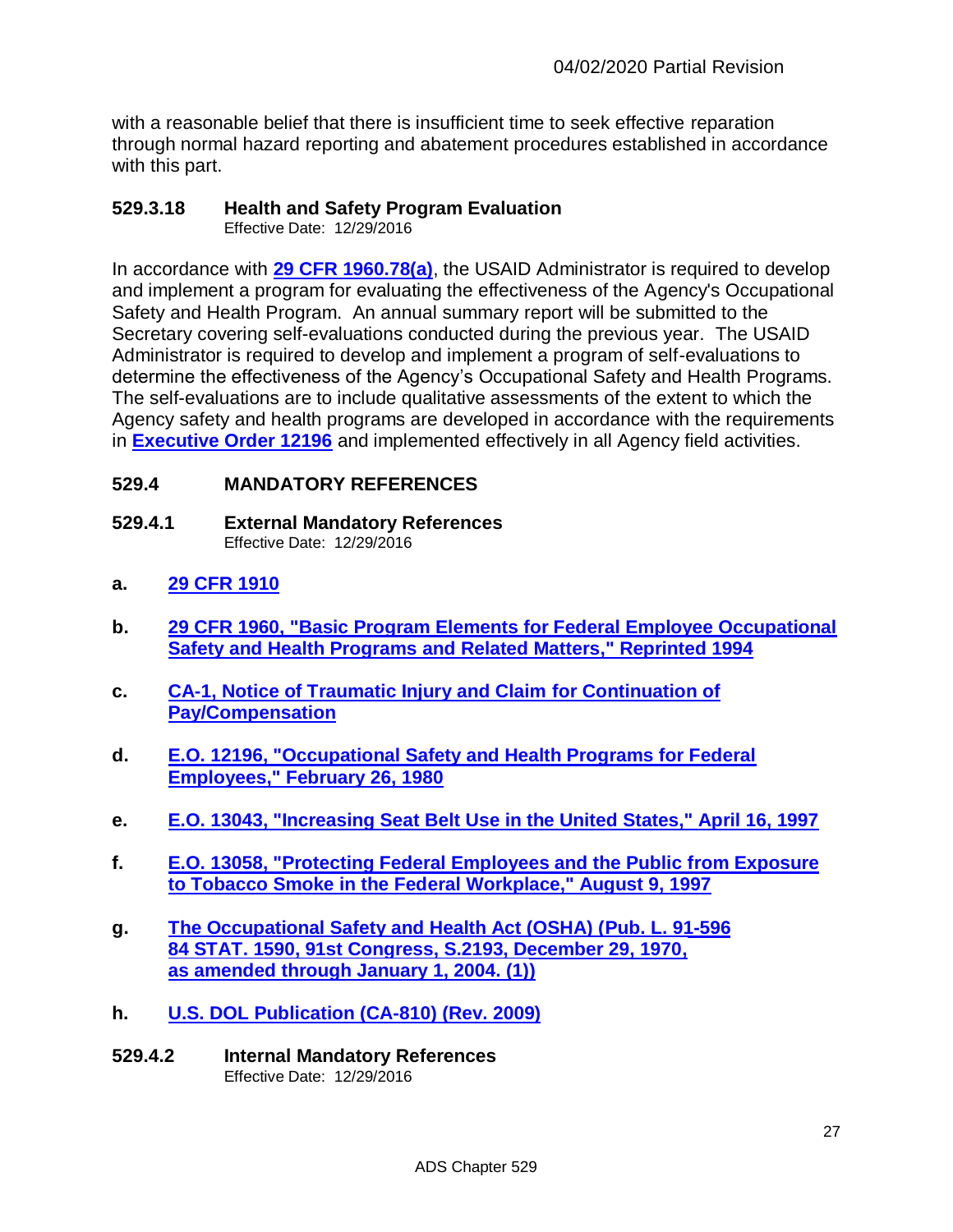with a reasonable belief that there is insufficient time to seek effective reparation through normal hazard reporting and abatement procedures established in accordance with this part.

### 529.3.18 Health and Safety Program Evaluation

Effective Date: 12/29/2016

In accordance with **29 CFR 1960.78(a)**, the USAID Administrator is required to develop and implement a program for evaluating the effectiveness of the Agency's Occupational Safety and Health Program. An annual summary report will be submitted to the Secretary covering self-evaluations conducted during the previous year. The USAID Administrator is required to develop and implement a program of self-evaluations to determine the effectiveness of the Agency's Occupational Safety and Health Programs. The self-evaluations are to include qualitative assessments of the extent to which the Agency safety and health programs are developed in accordance with the requirements in **Executive Order 12196** and implemented effectively in all Agency field activities.

## 529.4 MANDATORY REFERENCES

### 529.4.1 External Mandatory References

Effective Date: 12/29/2016

**a.** **29 CFR 1910**

**b.** **29 CFR 1960, "Basic Program Elements for Federal Employee Occupational Safety and Health Programs and Related Matters," Reprinted 1994**

**c.** **CA-1, Notice of Traumatic Injury and Claim for Continuation of Pay/Compensation**

**d.** **E.O. 12196, "Occupational Safety and Health Programs for Federal Employees," February 26, 1980**

**e.** **E.O. 13043, "Increasing Seat Belt Use in the United States," April 16, 1997**

**f.** **E.O. 13058, "Protecting Federal Employees and the Public from Exposure to Tobacco Smoke in the Federal Workplace," August 9, 1997**

**g.** **The Occupational Safety and Health Act (OSHA) (Pub. L. 91-596 84 STAT. 1590, 91st Congress, S.2193, December 29, 1970, as amended through January 1, 2004. (1))**

**h.** **U.S. DOL Publication (CA-810) (Rev. 2009)**

### 529.4.2 Internal Mandatory References

Effective Date: 12/29/2016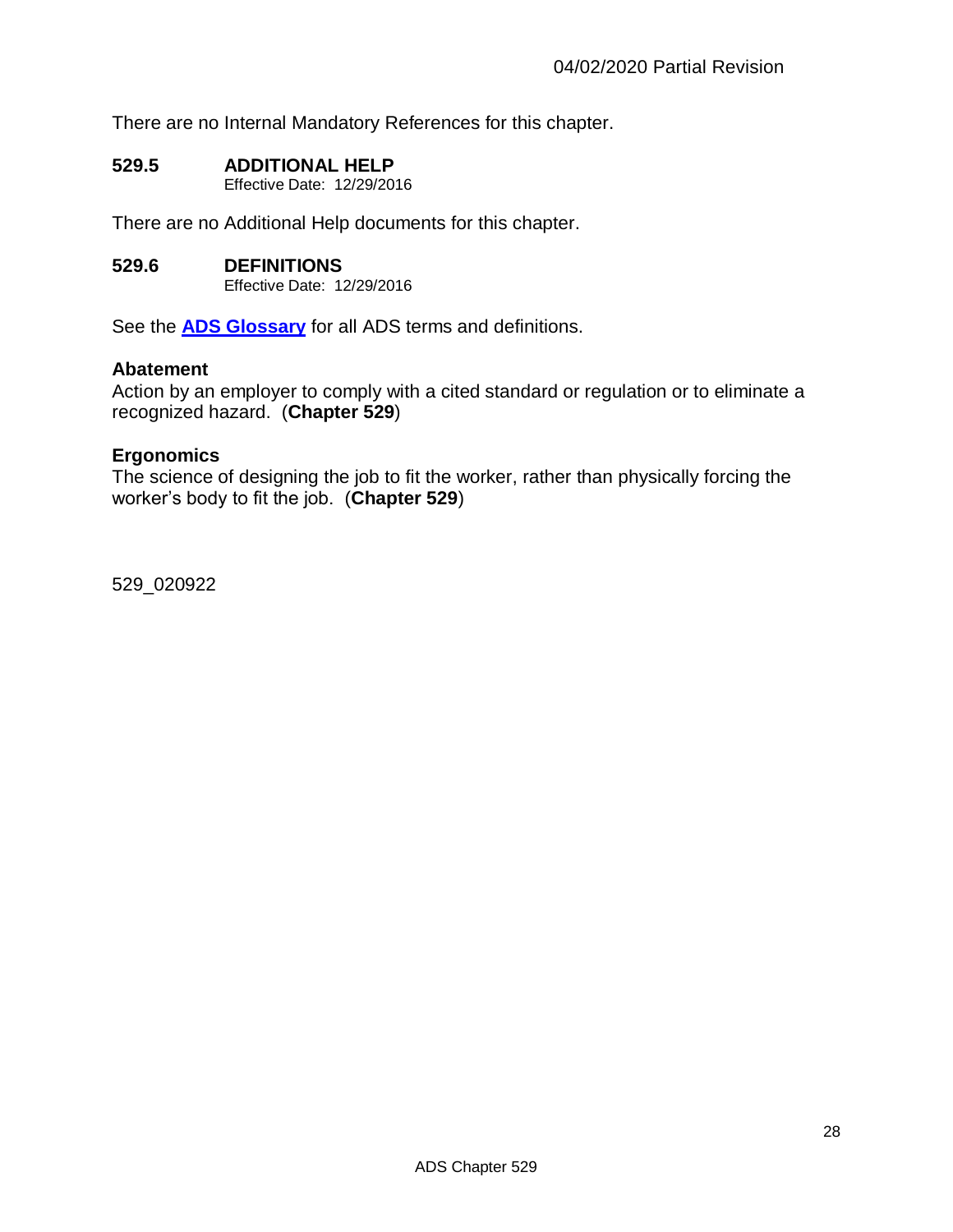There are no Internal Mandatory References for this chapter.

### 529.5 ADDITIONAL HELP

Effective Date: 12/29/2016

There are no Additional Help documents for this chapter.

### 529.6 DEFINITIONS

Effective Date: 12/29/2016

See the **ADS Glossary** for all ADS terms and definitions.

**Abatement**
Action by an employer to comply with a cited standard or regulation or to eliminate a recognized hazard. (**Chapter 529**)

**Ergonomics**
The science of designing the job to fit the worker, rather than physically forcing the worker's body to fit the job. (**Chapter 529**)

529_020922